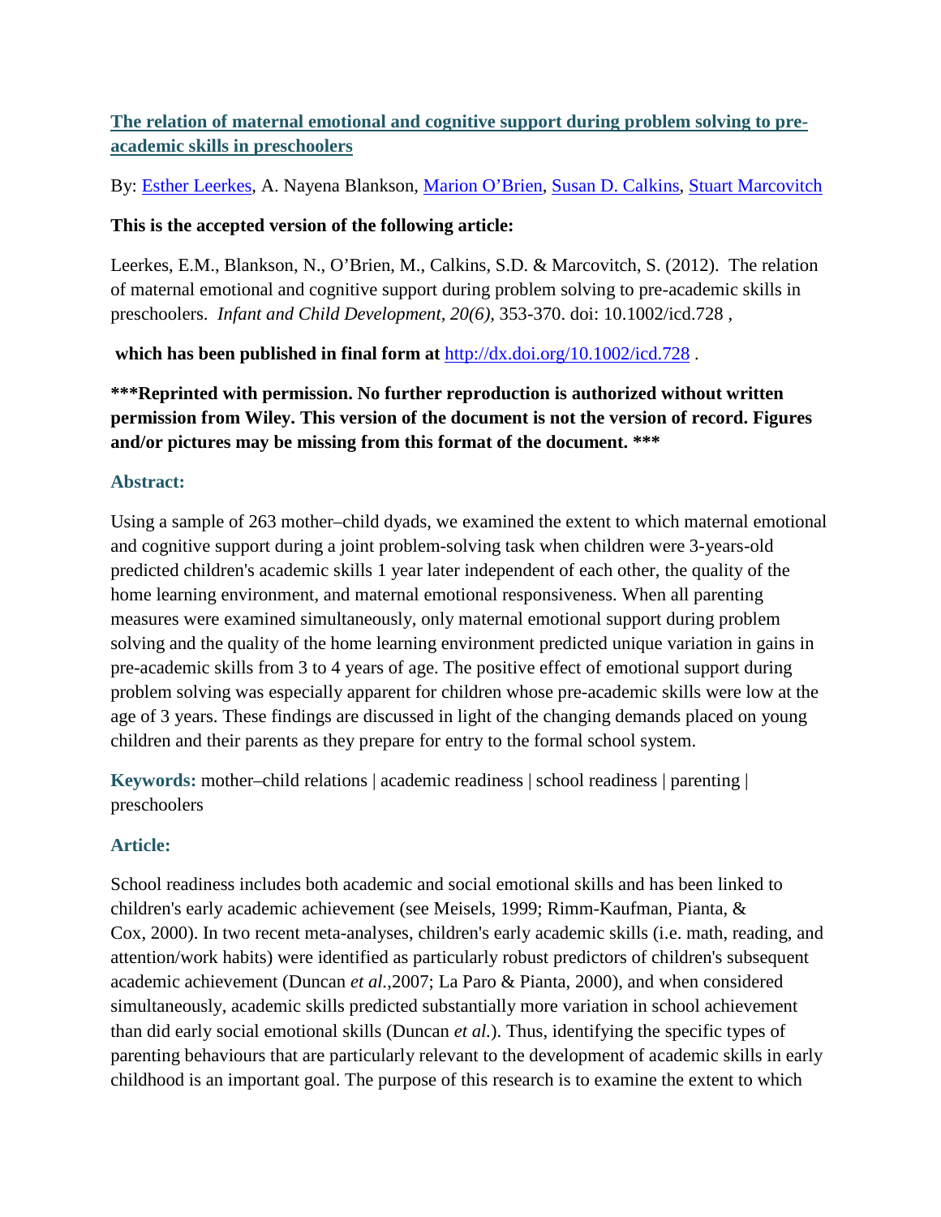# [The relation of maternal emotional and cognitive support during problem solving to pre-academic skills in preschoolers]

By: [Esther Leerkes], A. Nayena Blankson, [Marion O'Brien], [Susan D. Calkins], [Stuart Marcovitch]

**This is the accepted version of the following article:**

Leerkes, E.M., Blankson, N., O'Brien, M., Calkins, S.D. & Marcovitch, S. (2012). The relation of maternal emotional and cognitive support during problem solving to pre-academic skills in preschoolers. *Infant and Child Development, 20(6),* 353-370. doi: 10.1002/icd.728 ,

**which has been published in final form at** http://dx.doi.org/10.1002/icd.728 .

**\*\*\*Reprinted with permission. No further reproduction is authorized without written permission from Wiley. This version of the document is not the version of record. Figures and/or pictures may be missing from this format of the document. \*\*\***

## Abstract:

Using a sample of 263 mother–child dyads, we examined the extent to which maternal emotional and cognitive support during a joint problem-solving task when children were 3-years-old predicted children's academic skills 1 year later independent of each other, the quality of the home learning environment, and maternal emotional responsiveness. When all parenting measures were examined simultaneously, only maternal emotional support during problem solving and the quality of the home learning environment predicted unique variation in gains in pre-academic skills from 3 to 4 years of age. The positive effect of emotional support during problem solving was especially apparent for children whose pre-academic skills were low at the age of 3 years. These findings are discussed in light of the changing demands placed on young children and their parents as they prepare for entry to the formal school system.

**Keywords:** mother–child relations | academic readiness | school readiness | parenting | preschoolers

## Article:

School readiness includes both academic and social emotional skills and has been linked to children's early academic achievement (see Meisels, 1999; Rimm-Kaufman, Pianta, & Cox, 2000). In two recent meta-analyses, children's early academic skills (i.e. math, reading, and attention/work habits) were identified as particularly robust predictors of children's subsequent academic achievement (Duncan *et al.*,2007; La Paro & Pianta, 2000), and when considered simultaneously, academic skills predicted substantially more variation in school achievement than did early social emotional skills (Duncan *et al.*). Thus, identifying the specific types of parenting behaviours that are particularly relevant to the development of academic skills in early childhood is an important goal. The purpose of this research is to examine the extent to which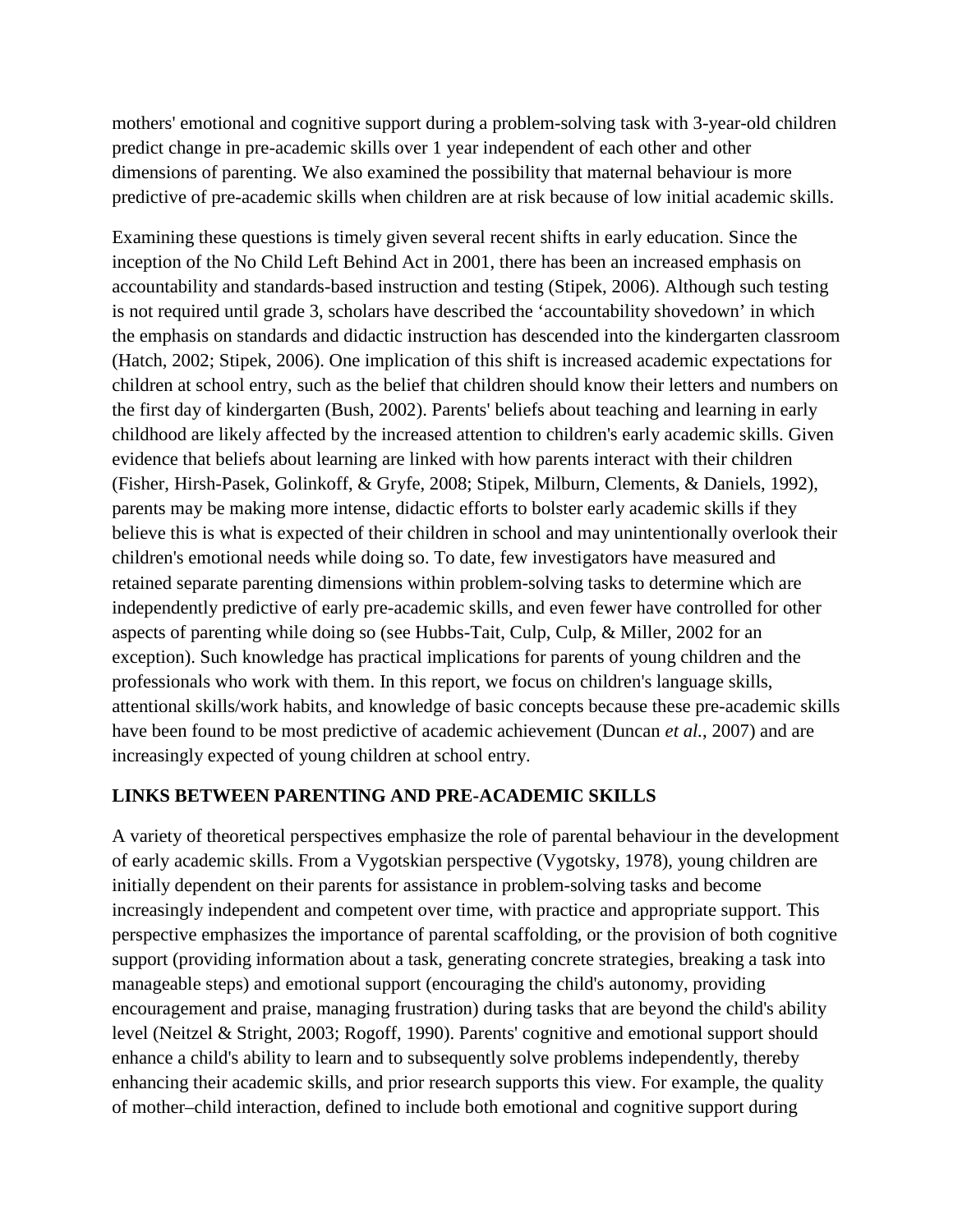mothers' emotional and cognitive support during a problem-solving task with 3-year-old children predict change in pre-academic skills over 1 year independent of each other and other dimensions of parenting. We also examined the possibility that maternal behaviour is more predictive of pre-academic skills when children are at risk because of low initial academic skills.

Examining these questions is timely given several recent shifts in early education. Since the inception of the No Child Left Behind Act in 2001, there has been an increased emphasis on accountability and standards-based instruction and testing (Stipek, 2006). Although such testing is not required until grade 3, scholars have described the 'accountability shovedown' in which the emphasis on standards and didactic instruction has descended into the kindergarten classroom (Hatch, 2002; Stipek, 2006). One implication of this shift is increased academic expectations for children at school entry, such as the belief that children should know their letters and numbers on the first day of kindergarten (Bush, 2002). Parents' beliefs about teaching and learning in early childhood are likely affected by the increased attention to children's early academic skills. Given evidence that beliefs about learning are linked with how parents interact with their children (Fisher, Hirsh-Pasek, Golinkoff, & Gryfe, 2008; Stipek, Milburn, Clements, & Daniels, 1992), parents may be making more intense, didactic efforts to bolster early academic skills if they believe this is what is expected of their children in school and may unintentionally overlook their children's emotional needs while doing so. To date, few investigators have measured and retained separate parenting dimensions within problem-solving tasks to determine which are independently predictive of early pre-academic skills, and even fewer have controlled for other aspects of parenting while doing so (see Hubbs-Tait, Culp, Culp, & Miller, 2002 for an exception). Such knowledge has practical implications for parents of young children and the professionals who work with them. In this report, we focus on children's language skills, attentional skills/work habits, and knowledge of basic concepts because these pre-academic skills have been found to be most predictive of academic achievement (Duncan *et al.*, 2007) and are increasingly expected of young children at school entry.

## LINKS BETWEEN PARENTING AND PRE-ACADEMIC SKILLS

A variety of theoretical perspectives emphasize the role of parental behaviour in the development of early academic skills. From a Vygotskian perspective (Vygotsky, 1978), young children are initially dependent on their parents for assistance in problem-solving tasks and become increasingly independent and competent over time, with practice and appropriate support. This perspective emphasizes the importance of parental scaffolding, or the provision of both cognitive support (providing information about a task, generating concrete strategies, breaking a task into manageable steps) and emotional support (encouraging the child's autonomy, providing encouragement and praise, managing frustration) during tasks that are beyond the child's ability level (Neitzel & Stright, 2003; Rogoff, 1990). Parents' cognitive and emotional support should enhance a child's ability to learn and to subsequently solve problems independently, thereby enhancing their academic skills, and prior research supports this view. For example, the quality of mother–child interaction, defined to include both emotional and cognitive support during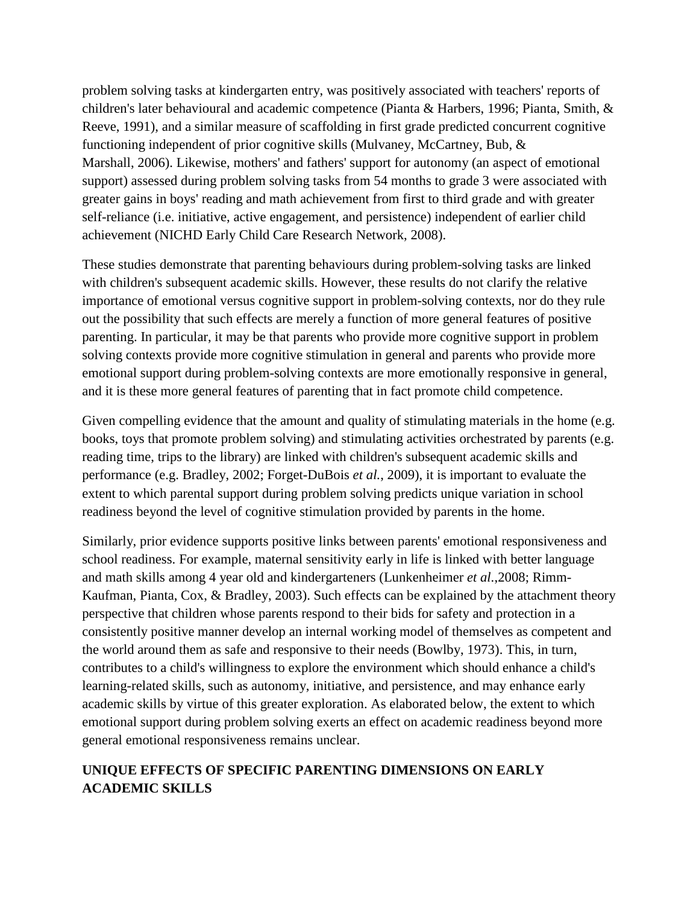problem solving tasks at kindergarten entry, was positively associated with teachers' reports of children's later behavioural and academic competence (Pianta & Harbers, 1996; Pianta, Smith, & Reeve, 1991), and a similar measure of scaffolding in first grade predicted concurrent cognitive functioning independent of prior cognitive skills (Mulvaney, McCartney, Bub, & Marshall, 2006). Likewise, mothers' and fathers' support for autonomy (an aspect of emotional support) assessed during problem solving tasks from 54 months to grade 3 were associated with greater gains in boys' reading and math achievement from first to third grade and with greater self-reliance (i.e. initiative, active engagement, and persistence) independent of earlier child achievement (NICHD Early Child Care Research Network, 2008).

These studies demonstrate that parenting behaviours during problem-solving tasks are linked with children's subsequent academic skills. However, these results do not clarify the relative importance of emotional versus cognitive support in problem-solving contexts, nor do they rule out the possibility that such effects are merely a function of more general features of positive parenting. In particular, it may be that parents who provide more cognitive support in problem solving contexts provide more cognitive stimulation in general and parents who provide more emotional support during problem-solving contexts are more emotionally responsive in general, and it is these more general features of parenting that in fact promote child competence.

Given compelling evidence that the amount and quality of stimulating materials in the home (e.g. books, toys that promote problem solving) and stimulating activities orchestrated by parents (e.g. reading time, trips to the library) are linked with children's subsequent academic skills and performance (e.g. Bradley, 2002; Forget-DuBois *et al.*, 2009), it is important to evaluate the extent to which parental support during problem solving predicts unique variation in school readiness beyond the level of cognitive stimulation provided by parents in the home.

Similarly, prior evidence supports positive links between parents' emotional responsiveness and school readiness. For example, maternal sensitivity early in life is linked with better language and math skills among 4 year old and kindergarteners (Lunkenheimer *et al.*,2008; Rimm-Kaufman, Pianta, Cox, & Bradley, 2003). Such effects can be explained by the attachment theory perspective that children whose parents respond to their bids for safety and protection in a consistently positive manner develop an internal working model of themselves as competent and the world around them as safe and responsive to their needs (Bowlby, 1973). This, in turn, contributes to a child's willingness to explore the environment which should enhance a child's learning-related skills, such as autonomy, initiative, and persistence, and may enhance early academic skills by virtue of this greater exploration. As elaborated below, the extent to which emotional support during problem solving exerts an effect on academic readiness beyond more general emotional responsiveness remains unclear.

## UNIQUE EFFECTS OF SPECIFIC PARENTING DIMENSIONS ON EARLY ACADEMIC SKILLS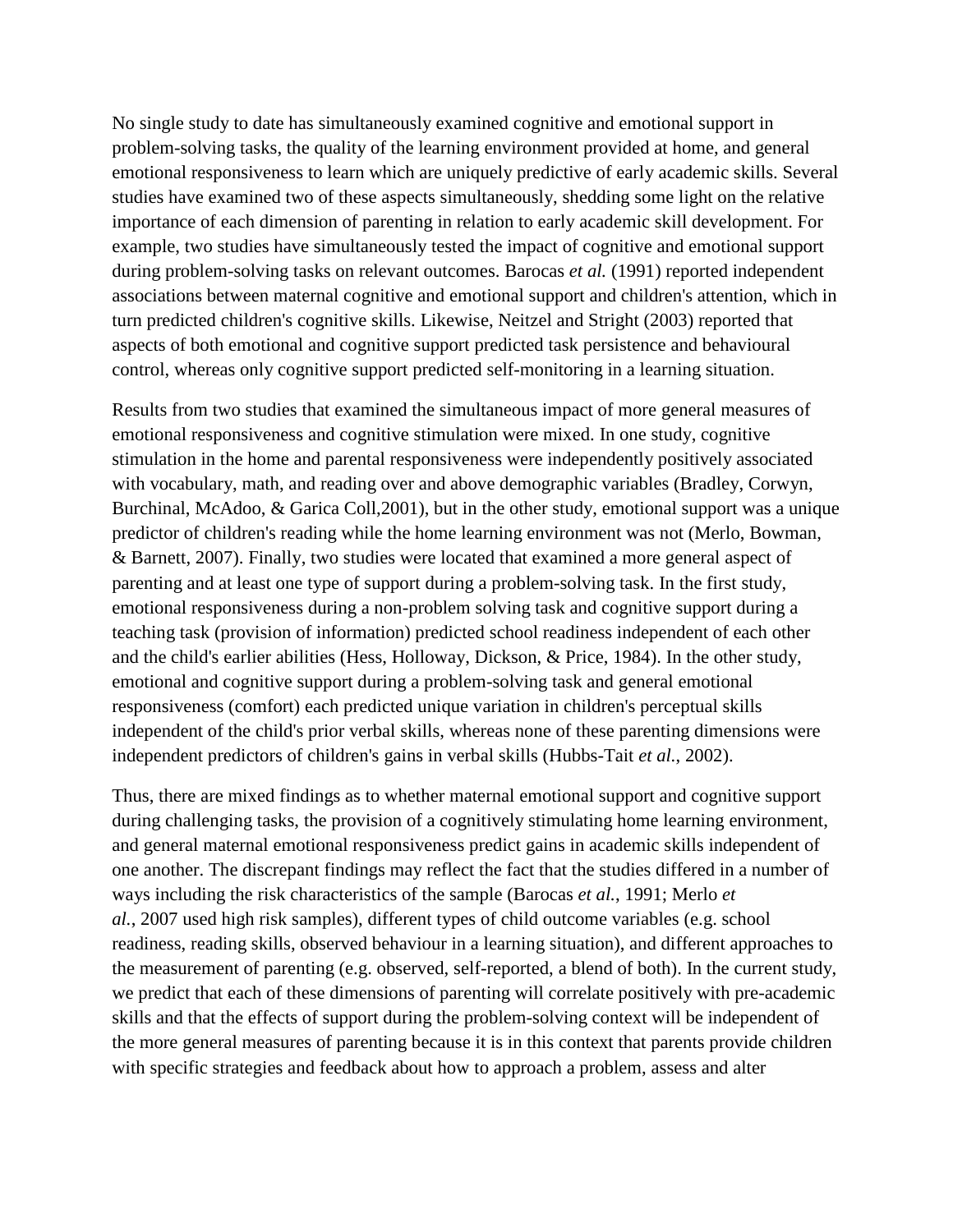No single study to date has simultaneously examined cognitive and emotional support in problem-solving tasks, the quality of the learning environment provided at home, and general emotional responsiveness to learn which are uniquely predictive of early academic skills. Several studies have examined two of these aspects simultaneously, shedding some light on the relative importance of each dimension of parenting in relation to early academic skill development. For example, two studies have simultaneously tested the impact of cognitive and emotional support during problem-solving tasks on relevant outcomes. Barocas *et al.* (1991) reported independent associations between maternal cognitive and emotional support and children's attention, which in turn predicted children's cognitive skills. Likewise, Neitzel and Stright (2003) reported that aspects of both emotional and cognitive support predicted task persistence and behavioural control, whereas only cognitive support predicted self-monitoring in a learning situation.

Results from two studies that examined the simultaneous impact of more general measures of emotional responsiveness and cognitive stimulation were mixed. In one study, cognitive stimulation in the home and parental responsiveness were independently positively associated with vocabulary, math, and reading over and above demographic variables (Bradley, Corwyn, Burchinal, McAdoo, & Garica Coll,2001), but in the other study, emotional support was a unique predictor of children's reading while the home learning environment was not (Merlo, Bowman, & Barnett, 2007). Finally, two studies were located that examined a more general aspect of parenting and at least one type of support during a problem-solving task. In the first study, emotional responsiveness during a non-problem solving task and cognitive support during a teaching task (provision of information) predicted school readiness independent of each other and the child's earlier abilities (Hess, Holloway, Dickson, & Price, 1984). In the other study, emotional and cognitive support during a problem-solving task and general emotional responsiveness (comfort) each predicted unique variation in children's perceptual skills independent of the child's prior verbal skills, whereas none of these parenting dimensions were independent predictors of children's gains in verbal skills (Hubbs-Tait *et al.*, 2002).

Thus, there are mixed findings as to whether maternal emotional support and cognitive support during challenging tasks, the provision of a cognitively stimulating home learning environment, and general maternal emotional responsiveness predict gains in academic skills independent of one another. The discrepant findings may reflect the fact that the studies differed in a number of ways including the risk characteristics of the sample (Barocas *et al.*, 1991; Merlo *et al.*, 2007 used high risk samples), different types of child outcome variables (e.g. school readiness, reading skills, observed behaviour in a learning situation), and different approaches to the measurement of parenting (e.g. observed, self-reported, a blend of both). In the current study, we predict that each of these dimensions of parenting will correlate positively with pre-academic skills and that the effects of support during the problem-solving context will be independent of the more general measures of parenting because it is in this context that parents provide children with specific strategies and feedback about how to approach a problem, assess and alter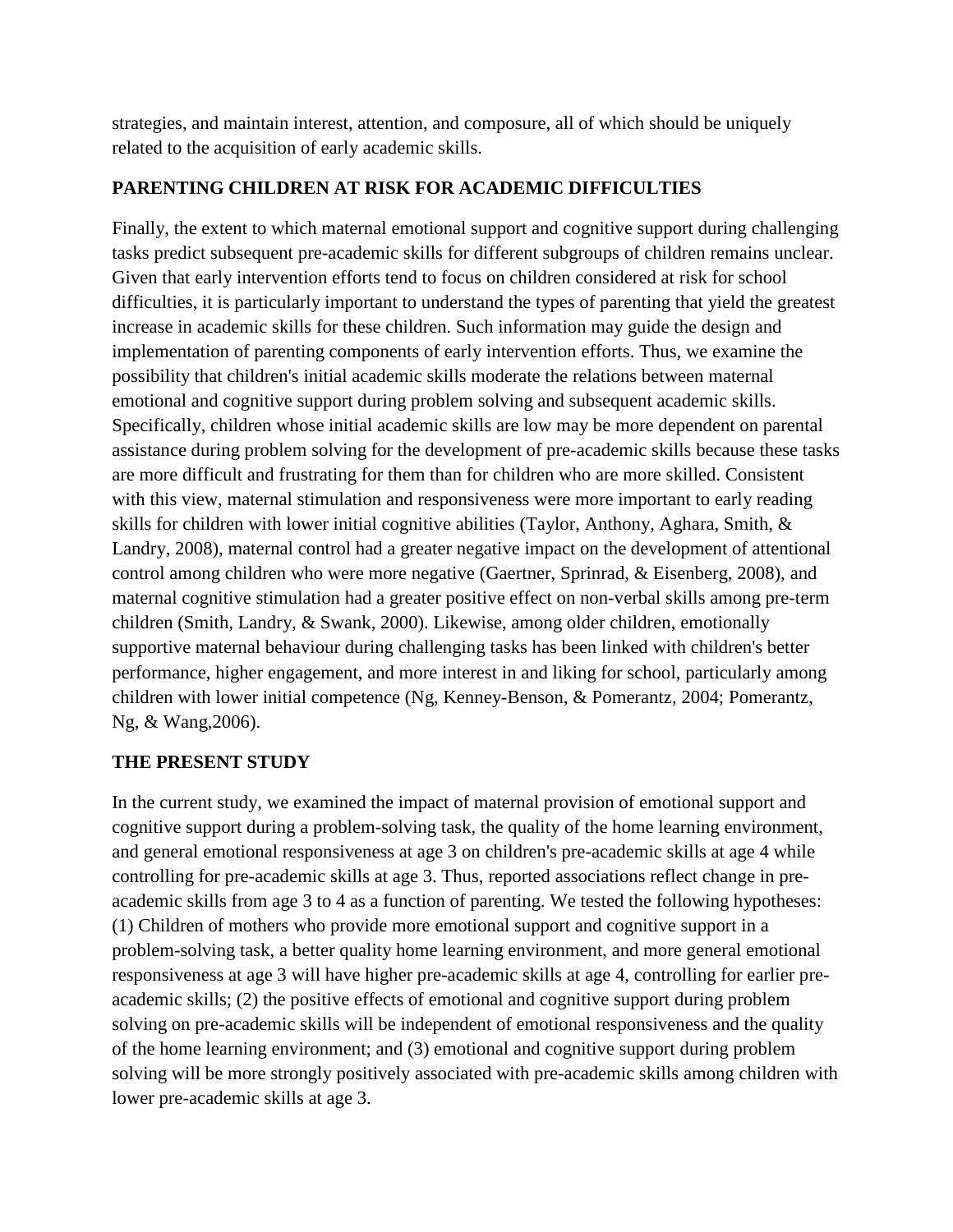strategies, and maintain interest, attention, and composure, all of which should be uniquely related to the acquisition of early academic skills.

## PARENTING CHILDREN AT RISK FOR ACADEMIC DIFFICULTIES

Finally, the extent to which maternal emotional support and cognitive support during challenging tasks predict subsequent pre-academic skills for different subgroups of children remains unclear. Given that early intervention efforts tend to focus on children considered at risk for school difficulties, it is particularly important to understand the types of parenting that yield the greatest increase in academic skills for these children. Such information may guide the design and implementation of parenting components of early intervention efforts. Thus, we examine the possibility that children's initial academic skills moderate the relations between maternal emotional and cognitive support during problem solving and subsequent academic skills. Specifically, children whose initial academic skills are low may be more dependent on parental assistance during problem solving for the development of pre-academic skills because these tasks are more difficult and frustrating for them than for children who are more skilled. Consistent with this view, maternal stimulation and responsiveness were more important to early reading skills for children with lower initial cognitive abilities (Taylor, Anthony, Aghara, Smith, & Landry, 2008), maternal control had a greater negative impact on the development of attentional control among children who were more negative (Gaertner, Sprinrad, & Eisenberg, 2008), and maternal cognitive stimulation had a greater positive effect on non-verbal skills among pre-term children (Smith, Landry, & Swank, 2000). Likewise, among older children, emotionally supportive maternal behaviour during challenging tasks has been linked with children's better performance, higher engagement, and more interest in and liking for school, particularly among children with lower initial competence (Ng, Kenney-Benson, & Pomerantz, 2004; Pomerantz, Ng, & Wang,2006).

## THE PRESENT STUDY

In the current study, we examined the impact of maternal provision of emotional support and cognitive support during a problem-solving task, the quality of the home learning environment, and general emotional responsiveness at age 3 on children's pre-academic skills at age 4 while controlling for pre-academic skills at age 3. Thus, reported associations reflect change in pre-academic skills from age 3 to 4 as a function of parenting. We tested the following hypotheses: (1) Children of mothers who provide more emotional support and cognitive support in a problem-solving task, a better quality home learning environment, and more general emotional responsiveness at age 3 will have higher pre-academic skills at age 4, controlling for earlier pre-academic skills; (2) the positive effects of emotional and cognitive support during problem solving on pre-academic skills will be independent of emotional responsiveness and the quality of the home learning environment; and (3) emotional and cognitive support during problem solving will be more strongly positively associated with pre-academic skills among children with lower pre-academic skills at age 3.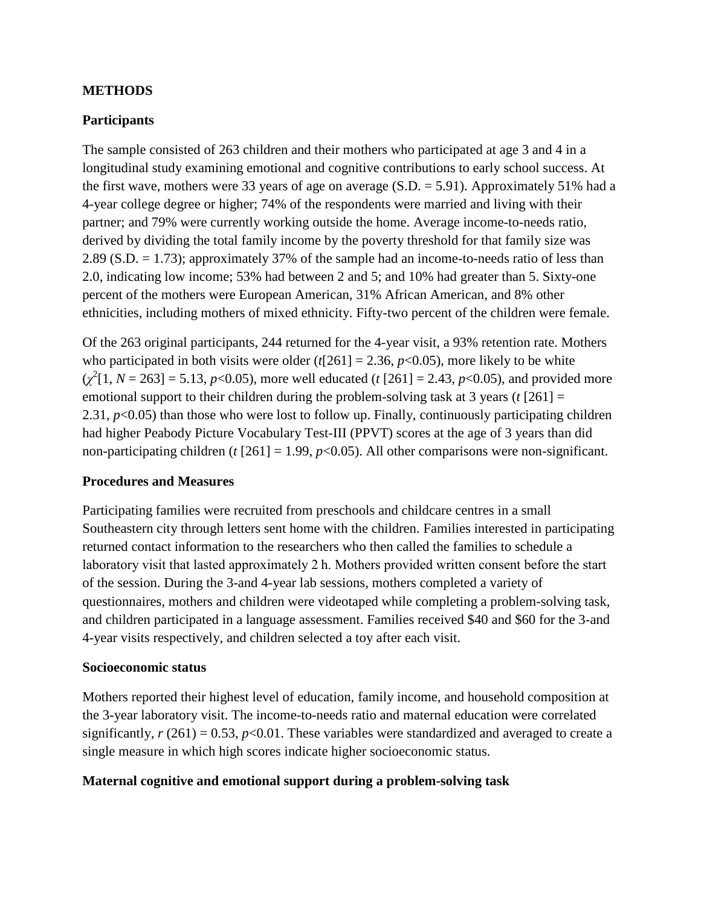## METHODS

### Participants

The sample consisted of 263 children and their mothers who participated at age 3 and 4 in a longitudinal study examining emotional and cognitive contributions to early school success. At the first wave, mothers were 33 years of age on average (S.D. = 5.91). Approximately 51% had a 4-year college degree or higher; 74% of the respondents were married and living with their partner; and 79% were currently working outside the home. Average income-to-needs ratio, derived by dividing the total family income by the poverty threshold for that family size was 2.89 (S.D. = 1.73); approximately 37% of the sample had an income-to-needs ratio of less than 2.0, indicating low income; 53% had between 2 and 5; and 10% had greater than 5. Sixty-one percent of the mothers were European American, 31% African American, and 8% other ethnicities, including mothers of mixed ethnicity. Fifty-two percent of the children were female.

Of the 263 original participants, 244 returned for the 4-year visit, a 93% retention rate. Mothers who participated in both visits were older ($t[261] = 2.36$, $p<0.05$), more likely to be white ($\chi^2[1, N = 263] = 5.13$, $p<0.05$), more well educated ($t\,[261] = 2.43$, $p<0.05$), and provided more emotional support to their children during the problem-solving task at 3 years ($t\,[261] = 2.31$, $p<0.05$) than those who were lost to follow up. Finally, continuously participating children had higher Peabody Picture Vocabulary Test-III (PPVT) scores at the age of 3 years than did non-participating children ($t\,[261] = 1.99$, $p<0.05$). All other comparisons were non-significant.

### Procedures and Measures

Participating families were recruited from preschools and childcare centres in a small Southeastern city through letters sent home with the children. Families interested in participating returned contact information to the researchers who then called the families to schedule a laboratory visit that lasted approximately 2 h. Mothers provided written consent before the start of the session. During the 3-and 4-year lab sessions, mothers completed a variety of questionnaires, mothers and children were videotaped while completing a problem-solving task, and children participated in a language assessment. Families received $40 and $60 for the 3-and 4-year visits respectively, and children selected a toy after each visit.

### Socioeconomic status

Mothers reported their highest level of education, family income, and household composition at the 3-year laboratory visit. The income-to-needs ratio and maternal education were correlated significantly, $r\,(261) = 0.53$, $p<0.01$. These variables were standardized and averaged to create a single measure in which high scores indicate higher socioeconomic status.

### Maternal cognitive and emotional support during a problem-solving task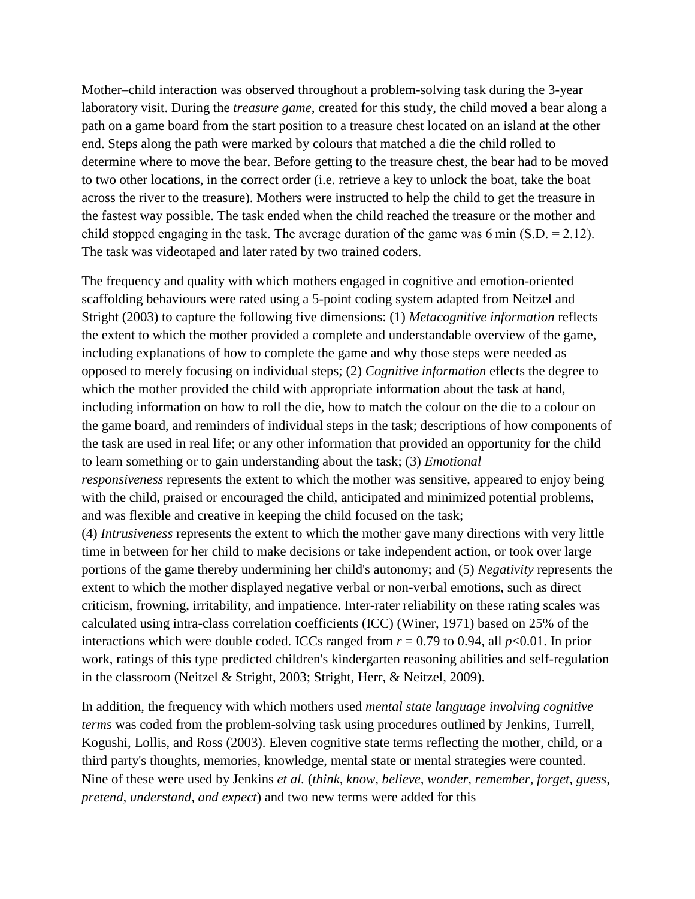Mother–child interaction was observed throughout a problem-solving task during the 3-year laboratory visit. During the *treasure game*, created for this study, the child moved a bear along a path on a game board from the start position to a treasure chest located on an island at the other end. Steps along the path were marked by colours that matched a die the child rolled to determine where to move the bear. Before getting to the treasure chest, the bear had to be moved to two other locations, in the correct order (i.e. retrieve a key to unlock the boat, take the boat across the river to the treasure). Mothers were instructed to help the child to get the treasure in the fastest way possible. The task ended when the child reached the treasure or the mother and child stopped engaging in the task. The average duration of the game was 6 min (S.D. = 2.12). The task was videotaped and later rated by two trained coders.

The frequency and quality with which mothers engaged in cognitive and emotion-oriented scaffolding behaviours were rated using a 5-point coding system adapted from Neitzel and Stright (2003) to capture the following five dimensions: (1) *Metacognitive information* reflects the extent to which the mother provided a complete and understandable overview of the game, including explanations of how to complete the game and why those steps were needed as opposed to merely focusing on individual steps; (2) *Cognitive information* eflects the degree to which the mother provided the child with appropriate information about the task at hand, including information on how to roll the die, how to match the colour on the die to a colour on the game board, and reminders of individual steps in the task; descriptions of how components of the task are used in real life; or any other information that provided an opportunity for the child to learn something or to gain understanding about the task; (3) *Emotional responsiveness* represents the extent to which the mother was sensitive, appeared to enjoy being with the child, praised or encouraged the child, anticipated and minimized potential problems, and was flexible and creative in keeping the child focused on the task; (4) *Intrusiveness* represents the extent to which the mother gave many directions with very little time in between for her child to make decisions or take independent action, or took over large portions of the game thereby undermining her child's autonomy; and (5) *Negativity* represents the extent to which the mother displayed negative verbal or non-verbal emotions, such as direct criticism, frowning, irritability, and impatience. Inter-rater reliability on these rating scales was calculated using intra-class correlation coefficients (ICC) (Winer, 1971) based on 25% of the interactions which were double coded. ICCs ranged from $r = 0.79$ to 0.94, all $p<0.01$. In prior work, ratings of this type predicted children's kindergarten reasoning abilities and self-regulation in the classroom (Neitzel & Stright, 2003; Stright, Herr, & Neitzel, 2009).

In addition, the frequency with which mothers used *mental state language involving cognitive terms* was coded from the problem-solving task using procedures outlined by Jenkins, Turrell, Kogushi, Lollis, and Ross (2003). Eleven cognitive state terms reflecting the mother, child, or a third party's thoughts, memories, knowledge, mental state or mental strategies were counted. Nine of these were used by Jenkins *et al.* (*think, know, believe, wonder, remember, forget, guess, pretend, understand, and expect*) and two new terms were added for this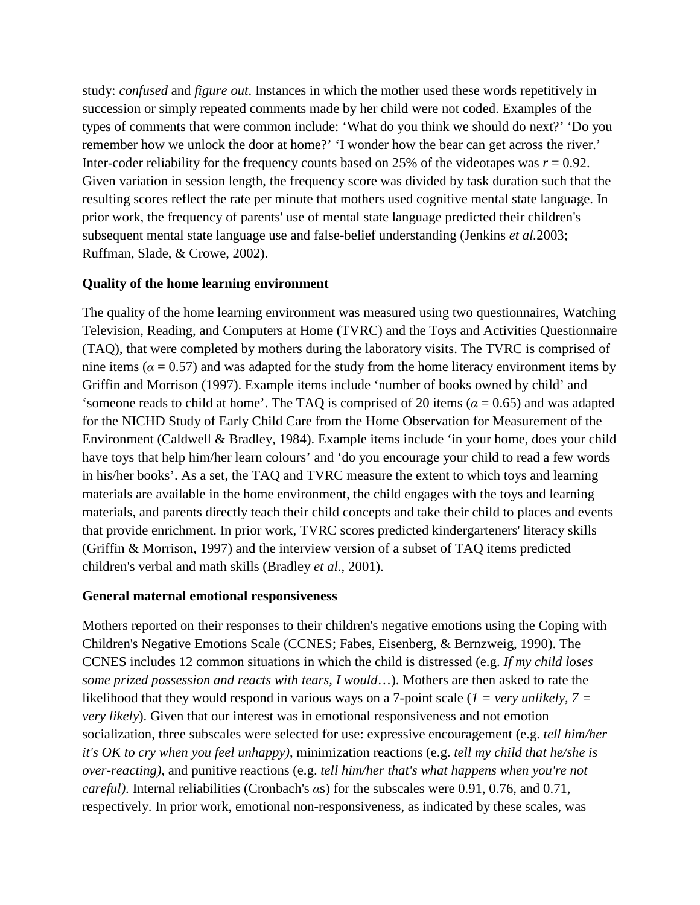study: *confused* and *figure out*. Instances in which the mother used these words repetitively in succession or simply repeated comments made by her child were not coded. Examples of the types of comments that were common include: 'What do you think we should do next?' 'Do you remember how we unlock the door at home?' 'I wonder how the bear can get across the river.' Inter-coder reliability for the frequency counts based on 25% of the videotapes was $r = 0.92$. Given variation in session length, the frequency score was divided by task duration such that the resulting scores reflect the rate per minute that mothers used cognitive mental state language. In prior work, the frequency of parents' use of mental state language predicted their children's subsequent mental state language use and false-belief understanding (Jenkins *et al.*2003; Ruffman, Slade, & Crowe, 2002).

**Quality of the home learning environment**

The quality of the home learning environment was measured using two questionnaires, Watching Television, Reading, and Computers at Home (TVRC) and the Toys and Activities Questionnaire (TAQ), that were completed by mothers during the laboratory visits. The TVRC is comprised of nine items ($\alpha = 0.57$) and was adapted for the study from the home literacy environment items by Griffin and Morrison (1997). Example items include 'number of books owned by child' and 'someone reads to child at home'. The TAQ is comprised of 20 items ($\alpha = 0.65$) and was adapted for the NICHD Study of Early Child Care from the Home Observation for Measurement of the Environment (Caldwell & Bradley, 1984). Example items include 'in your home, does your child have toys that help him/her learn colours' and 'do you encourage your child to read a few words in his/her books'. As a set, the TAQ and TVRC measure the extent to which toys and learning materials are available in the home environment, the child engages with the toys and learning materials, and parents directly teach their child concepts and take their child to places and events that provide enrichment. In prior work, TVRC scores predicted kindergarteners' literacy skills (Griffin & Morrison, 1997) and the interview version of a subset of TAQ items predicted children's verbal and math skills (Bradley *et al.*, 2001).

**General maternal emotional responsiveness**

Mothers reported on their responses to their children's negative emotions using the Coping with Children's Negative Emotions Scale (CCNES; Fabes, Eisenberg, & Bernzweig, 1990). The CCNES includes 12 common situations in which the child is distressed (e.g. *If my child loses some prized possession and reacts with tears, I would*…). Mothers are then asked to rate the likelihood that they would respond in various ways on a 7-point scale (*1 = very unlikely*, *7 = very likely*). Given that our interest was in emotional responsiveness and not emotion socialization, three subscales were selected for use: expressive encouragement (e.g. *tell him/her it's OK to cry when you feel unhappy)*, minimization reactions (e.g. *tell my child that he/she is over-reacting)*, and punitive reactions (e.g. *tell him/her that's what happens when you're not careful)*. Internal reliabilities (Cronbach's $\alpha$s) for the subscales were 0.91, 0.76, and 0.71, respectively. In prior work, emotional non-responsiveness, as indicated by these scales, was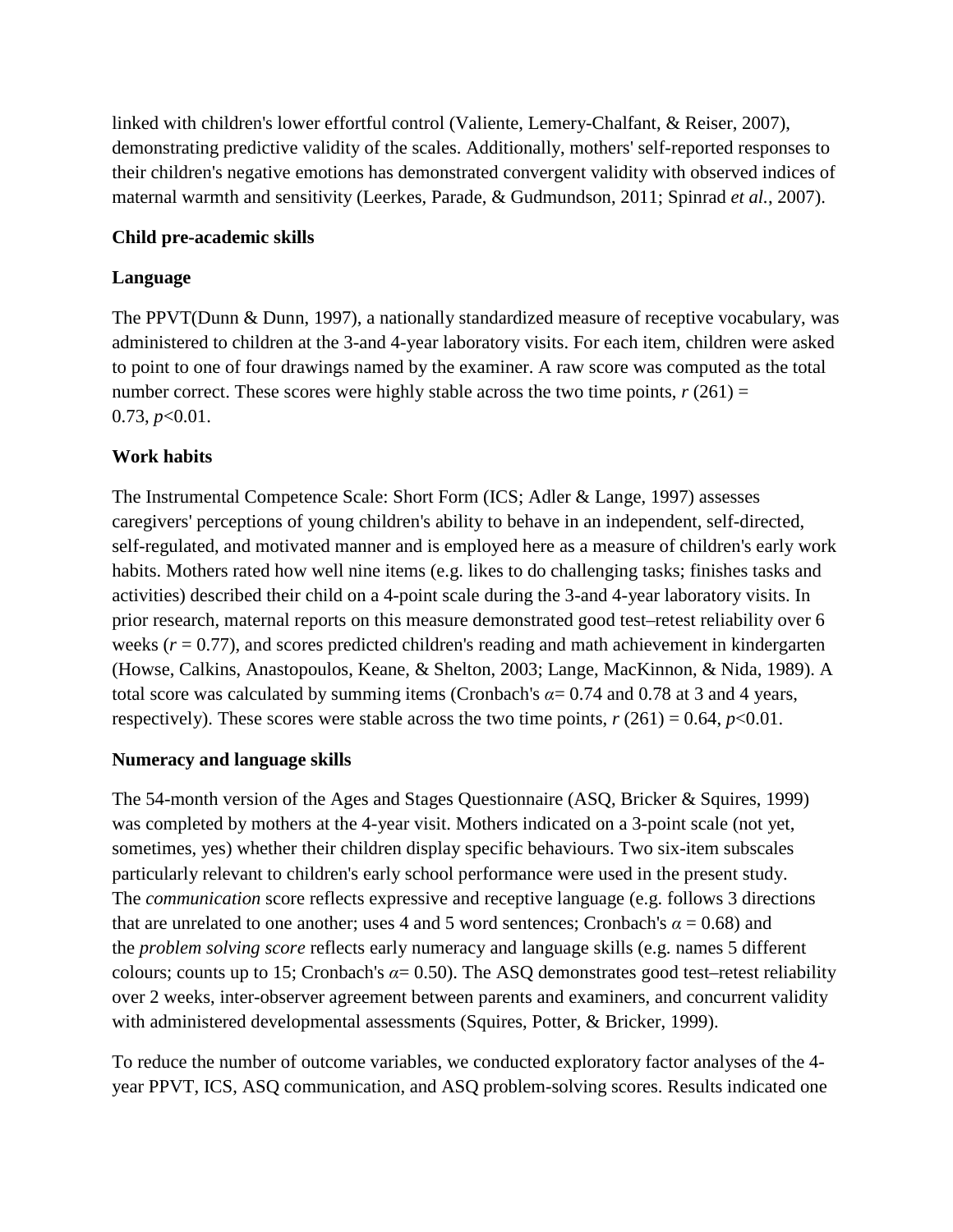linked with children's lower effortful control (Valiente, Lemery-Chalfant, & Reiser, 2007), demonstrating predictive validity of the scales. Additionally, mothers' self-reported responses to their children's negative emotions has demonstrated convergent validity with observed indices of maternal warmth and sensitivity (Leerkes, Parade, & Gudmundson, 2011; Spinrad *et al.*, 2007).

### Child pre-academic skills

#### Language

The PPVT(Dunn & Dunn, 1997), a nationally standardized measure of receptive vocabulary, was administered to children at the 3-and 4-year laboratory visits. For each item, children were asked to point to one of four drawings named by the examiner. A raw score was computed as the total number correct. These scores were highly stable across the two time points, $r\ (261) = 0.73$, $p<0.01$.

#### Work habits

The Instrumental Competence Scale: Short Form (ICS; Adler & Lange, 1997) assesses caregivers' perceptions of young children's ability to behave in an independent, self-directed, self-regulated, and motivated manner and is employed here as a measure of children's early work habits. Mothers rated how well nine items (e.g. likes to do challenging tasks; finishes tasks and activities) described their child on a 4-point scale during the 3-and 4-year laboratory visits. In prior research, maternal reports on this measure demonstrated good test–retest reliability over 6 weeks ($r = 0.77$), and scores predicted children's reading and math achievement in kindergarten (Howse, Calkins, Anastopoulos, Keane, & Shelton, 2003; Lange, MacKinnon, & Nida, 1989). A total score was calculated by summing items (Cronbach's $\alpha= 0.74$ and 0.78 at 3 and 4 years, respectively). These scores were stable across the two time points, $r\ (261) = 0.64$, $p<0.01$.

#### Numeracy and language skills

The 54-month version of the Ages and Stages Questionnaire (ASQ, Bricker & Squires, 1999) was completed by mothers at the 4-year visit. Mothers indicated on a 3-point scale (not yet, sometimes, yes) whether their children display specific behaviours. Two six-item subscales particularly relevant to children's early school performance were used in the present study. The *communication* score reflects expressive and receptive language (e.g. follows 3 directions that are unrelated to one another; uses 4 and 5 word sentences; Cronbach's $\alpha = 0.68$) and the *problem solving score* reflects early numeracy and language skills (e.g. names 5 different colours; counts up to 15; Cronbach's $\alpha= 0.50$). The ASQ demonstrates good test–retest reliability over 2 weeks, inter-observer agreement between parents and examiners, and concurrent validity with administered developmental assessments (Squires, Potter, & Bricker, 1999).

To reduce the number of outcome variables, we conducted exploratory factor analyses of the 4-year PPVT, ICS, ASQ communication, and ASQ problem-solving scores. Results indicated one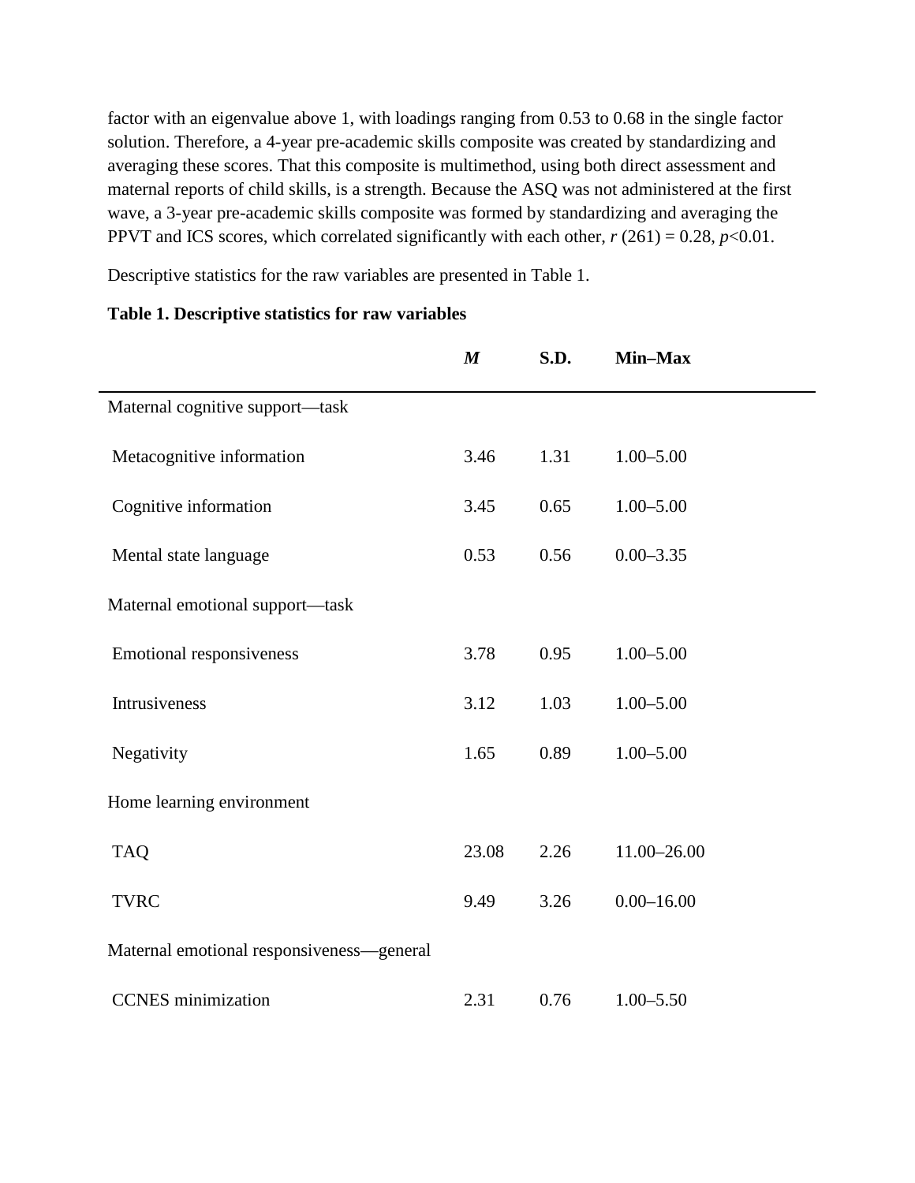factor with an eigenvalue above 1, with loadings ranging from 0.53 to 0.68 in the single factor solution. Therefore, a 4-year pre-academic skills composite was created by standardizing and averaging these scores. That this composite is multimethod, using both direct assessment and maternal reports of child skills, is a strength. Because the ASQ was not administered at the first wave, a 3-year pre-academic skills composite was formed by standardizing and averaging the PPVT and ICS scores, which correlated significantly with each other, $r$ (261) = 0.28, $p$<0.01.

Descriptive statistics for the raw variables are presented in Table 1.

**Table 1. Descriptive statistics for raw variables**

| | ***M*** | **S.D.** | **Min–Max** |
|---|---|---|---|
| Maternal cognitive support—task | | | |
| Metacognitive information | 3.46 | 1.31 | 1.00–5.00 |
| Cognitive information | 3.45 | 0.65 | 1.00–5.00 |
| Mental state language | 0.53 | 0.56 | 0.00–3.35 |
| Maternal emotional support—task | | | |
| Emotional responsiveness | 3.78 | 0.95 | 1.00–5.00 |
| Intrusiveness | 3.12 | 1.03 | 1.00–5.00 |
| Negativity | 1.65 | 0.89 | 1.00–5.00 |
| Home learning environment | | | |
| TAQ | 23.08 | 2.26 | 11.00–26.00 |
| TVRC | 9.49 | 3.26 | 0.00–16.00 |
| Maternal emotional responsiveness—general | | | |
| CCNES minimization | 2.31 | 0.76 | 1.00–5.50 |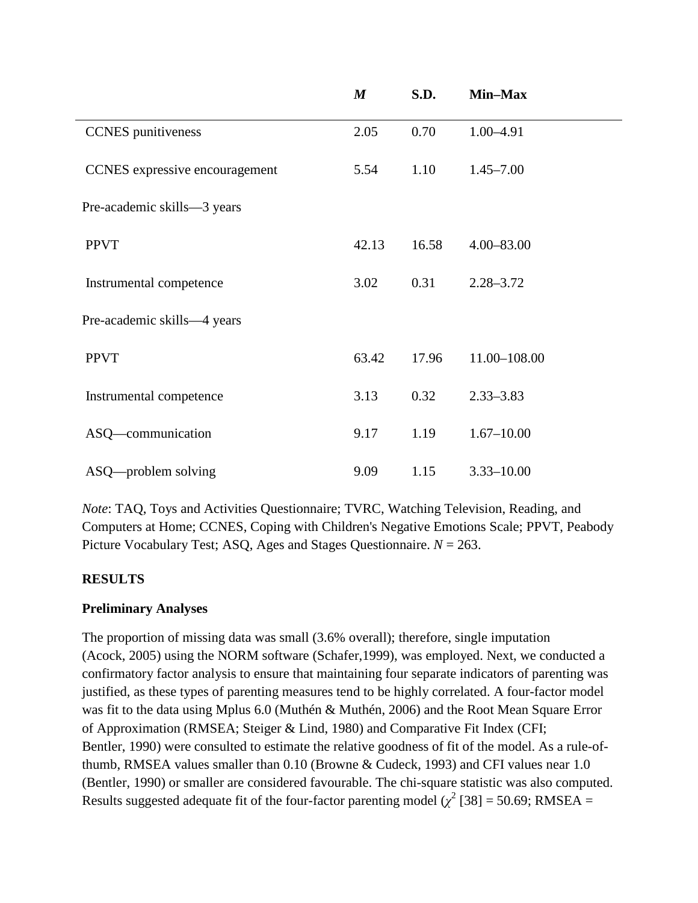|  | *M* | S.D. | Min–Max |
|---|---|---|---|
| CCNES punitiveness | 2.05 | 0.70 | 1.00–4.91 |
| CCNES expressive encouragement | 5.54 | 1.10 | 1.45–7.00 |
| Pre-academic skills—3 years |  |  |  |
| PPVT | 42.13 | 16.58 | 4.00–83.00 |
| Instrumental competence | 3.02 | 0.31 | 2.28–3.72 |
| Pre-academic skills—4 years |  |  |  |
| PPVT | 63.42 | 17.96 | 11.00–108.00 |
| Instrumental competence | 3.13 | 0.32 | 2.33–3.83 |
| ASQ—communication | 9.17 | 1.19 | 1.67–10.00 |
| ASQ—problem solving | 9.09 | 1.15 | 3.33–10.00 |

*Note*: TAQ, Toys and Activities Questionnaire; TVRC, Watching Television, Reading, and Computers at Home; CCNES, Coping with Children's Negative Emotions Scale; PPVT, Peabody Picture Vocabulary Test; ASQ, Ages and Stages Questionnaire. *N* = 263.

## RESULTS

### Preliminary Analyses

The proportion of missing data was small (3.6% overall); therefore, single imputation (Acock, 2005) using the NORM software (Schafer,1999), was employed. Next, we conducted a confirmatory factor analysis to ensure that maintaining four separate indicators of parenting was justified, as these types of parenting measures tend to be highly correlated. A four-factor model was fit to the data using Mplus 6.0 (Muthén & Muthén, 2006) and the Root Mean Square Error of Approximation (RMSEA; Steiger & Lind, 1980) and Comparative Fit Index (CFI; Bentler, 1990) were consulted to estimate the relative goodness of fit of the model. As a rule-of-thumb, RMSEA values smaller than 0.10 (Browne & Cudeck, 1993) and CFI values near 1.0 (Bentler, 1990) or smaller are considered favourable. The chi-square statistic was also computed. Results suggested adequate fit of the four-factor parenting model ($\chi^2$ [38] = 50.69; RMSEA =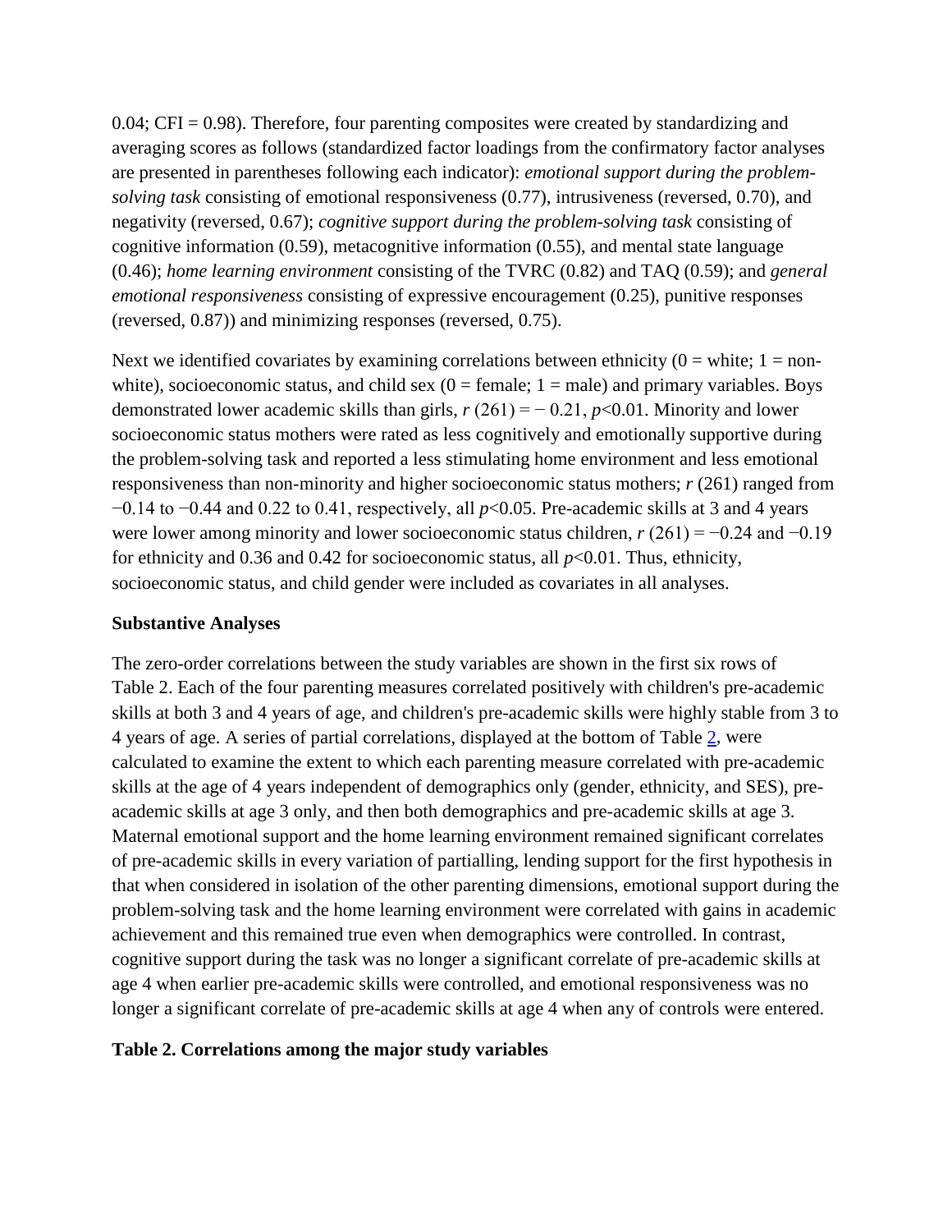0.04; CFI = 0.98). Therefore, four parenting composites were created by standardizing and averaging scores as follows (standardized factor loadings from the confirmatory factor analyses are presented in parentheses following each indicator): *emotional support during the problem-solving task* consisting of emotional responsiveness (0.77), intrusiveness (reversed, 0.70), and negativity (reversed, 0.67); *cognitive support during the problem-solving task* consisting of cognitive information (0.59), metacognitive information (0.55), and mental state language (0.46); *home learning environment* consisting of the TVRC (0.82) and TAQ (0.59); and *general emotional responsiveness* consisting of expressive encouragement (0.25), punitive responses (reversed, 0.87)) and minimizing responses (reversed, 0.75).

Next we identified covariates by examining correlations between ethnicity (0 = white; 1 = non-white), socioeconomic status, and child sex (0 = female; 1 = male) and primary variables. Boys demonstrated lower academic skills than girls, $r$ (261) = − 0.21, $p$<0.01. Minority and lower socioeconomic status mothers were rated as less cognitively and emotionally supportive during the problem-solving task and reported a less stimulating home environment and less emotional responsiveness than non-minority and higher socioeconomic status mothers; $r$ (261) ranged from −0.14 to −0.44 and 0.22 to 0.41, respectively, all $p$<0.05. Pre-academic skills at 3 and 4 years were lower among minority and lower socioeconomic status children, $r$ (261) = −0.24 and −0.19 for ethnicity and 0.36 and 0.42 for socioeconomic status, all $p$<0.01. Thus, ethnicity, socioeconomic status, and child gender were included as covariates in all analyses.

### Substantive Analyses

The zero-order correlations between the study variables are shown in the first six rows of Table 2. Each of the four parenting measures correlated positively with children's pre-academic skills at both 3 and 4 years of age, and children's pre-academic skills were highly stable from 3 to 4 years of age. A series of partial correlations, displayed at the bottom of Table 2, were calculated to examine the extent to which each parenting measure correlated with pre-academic skills at the age of 4 years independent of demographics only (gender, ethnicity, and SES), pre-academic skills at age 3 only, and then both demographics and pre-academic skills at age 3. Maternal emotional support and the home learning environment remained significant correlates of pre-academic skills in every variation of partialling, lending support for the first hypothesis in that when considered in isolation of the other parenting dimensions, emotional support during the problem-solving task and the home learning environment were correlated with gains in academic achievement and this remained true even when demographics were controlled. In contrast, cognitive support during the task was no longer a significant correlate of pre-academic skills at age 4 when earlier pre-academic skills were controlled, and emotional responsiveness was no longer a significant correlate of pre-academic skills at age 4 when any of controls were entered.

**Table 2. Correlations among the major study variables**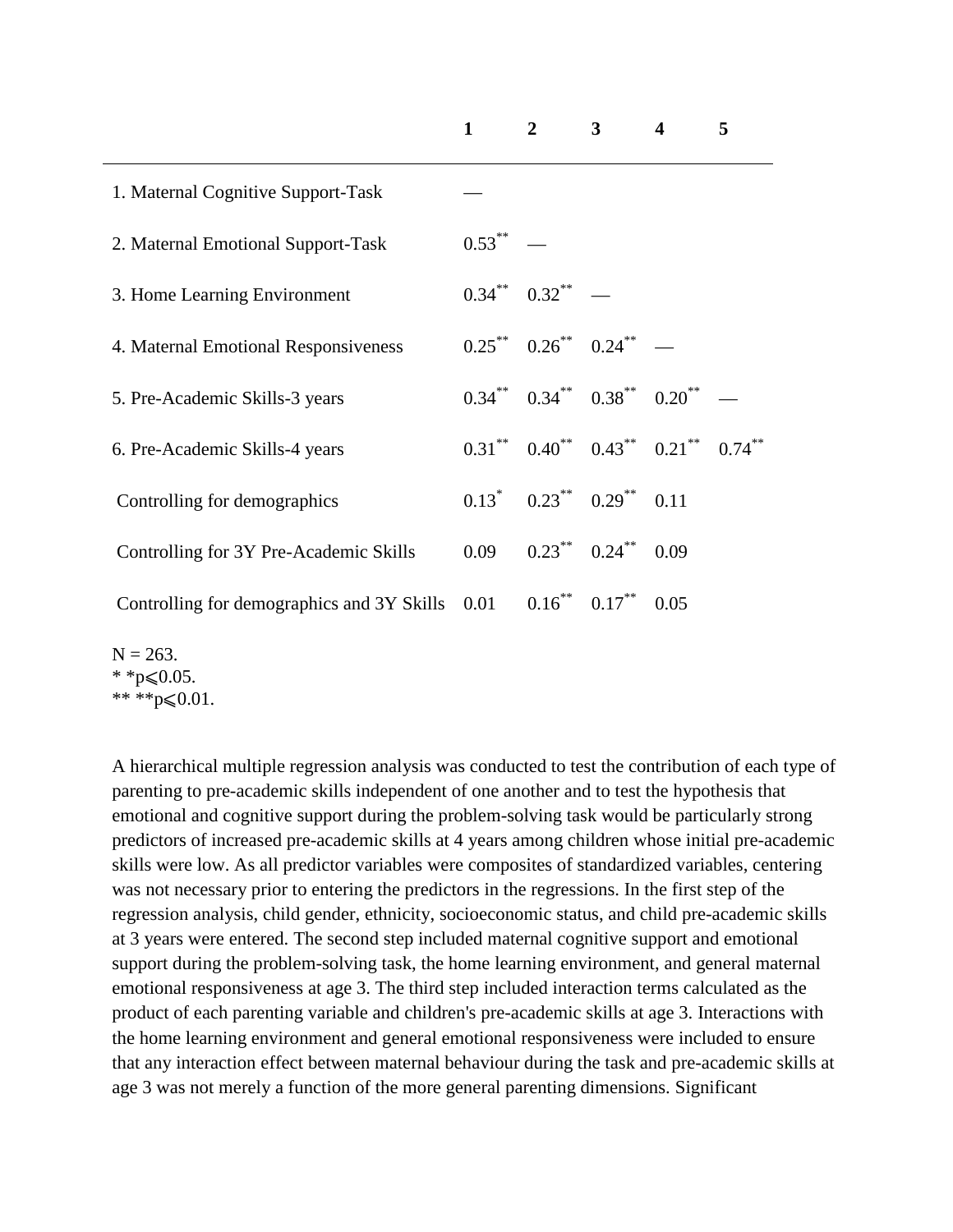| | 1 | 2 | 3 | 4 | 5 |
|---|---|---|---|---|---|
| 1. Maternal Cognitive Support-Task | — | | | | |
| 2. Maternal Emotional Support-Task | 0.53** | — | | | |
| 3. Home Learning Environment | 0.34** | 0.32** | — | | |
| 4. Maternal Emotional Responsiveness | 0.25** | 0.26** | 0.24** | — | |
| 5. Pre-Academic Skills-3 years | 0.34** | 0.34** | 0.38** | 0.20** | — |
| 6. Pre-Academic Skills-4 years | 0.31** | 0.40** | 0.43** | 0.21** | 0.74** |
| Controlling for demographics | 0.13* | 0.23** | 0.29** | 0.11 | |
| Controlling for 3Y Pre-Academic Skills | 0.09 | 0.23** | 0.24** | 0.09 | |
| Controlling for demographics and 3Y Skills | 0.01 | 0.16** | 0.17** | 0.05 | |

N = 263.

* *p⩽0.05.

** **p⩽0.01.

A hierarchical multiple regression analysis was conducted to test the contribution of each type of parenting to pre-academic skills independent of one another and to test the hypothesis that emotional and cognitive support during the problem-solving task would be particularly strong predictors of increased pre-academic skills at 4 years among children whose initial pre-academic skills were low. As all predictor variables were composites of standardized variables, centering was not necessary prior to entering the predictors in the regressions. In the first step of the regression analysis, child gender, ethnicity, socioeconomic status, and child pre-academic skills at 3 years were entered. The second step included maternal cognitive support and emotional support during the problem-solving task, the home learning environment, and general maternal emotional responsiveness at age 3. The third step included interaction terms calculated as the product of each parenting variable and children's pre-academic skills at age 3. Interactions with the home learning environment and general emotional responsiveness were included to ensure that any interaction effect between maternal behaviour during the task and pre-academic skills at age 3 was not merely a function of the more general parenting dimensions. Significant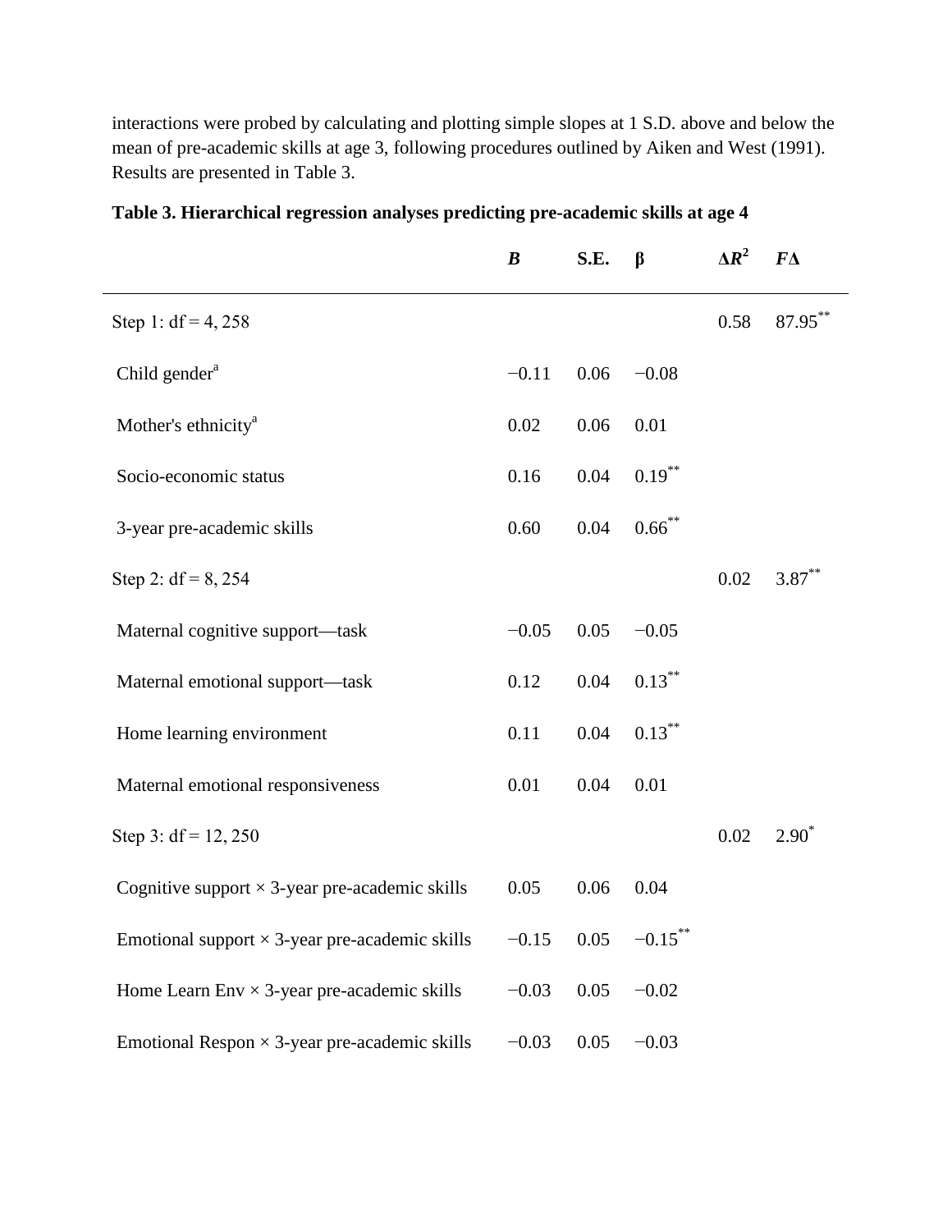interactions were probed by calculating and plotting simple slopes at 1 S.D. above and below the mean of pre-academic skills at age 3, following procedures outlined by Aiken and West (1991). Results are presented in Table 3.

**Table 3. Hierarchical regression analyses predicting pre-academic skills at age 4**

| | ***B*** | **S.E.** | **β** | **Δ$R^2$** | ***F*Δ** |
|---|---|---|---|---|---|
| Step 1: df = 4, 258 | | | | 0.58 | 87.95** |
| Child gender[a] | −0.11 | 0.06 | −0.08 | | |
| Mother's ethnicity[a] | 0.02 | 0.06 | 0.01 | | |
| Socio-economic status | 0.16 | 0.04 | 0.19** | | |
| 3-year pre-academic skills | 0.60 | 0.04 | 0.66** | | |
| Step 2: df = 8, 254 | | | | 0.02 | 3.87** |
| Maternal cognitive support—task | −0.05 | 0.05 | −0.05 | | |
| Maternal emotional support—task | 0.12 | 0.04 | 0.13** | | |
| Home learning environment | 0.11 | 0.04 | 0.13** | | |
| Maternal emotional responsiveness | 0.01 | 0.04 | 0.01 | | |
| Step 3: df = 12, 250 | | | | 0.02 | 2.90* |
| Cognitive support × 3-year pre-academic skills | 0.05 | 0.06 | 0.04 | | |
| Emotional support × 3-year pre-academic skills | −0.15 | 0.05 | −0.15** | | |
| Home Learn Env × 3-year pre-academic skills | −0.03 | 0.05 | −0.02 | | |
| Emotional Respon × 3-year pre-academic skills | −0.03 | 0.05 | −0.03 | | |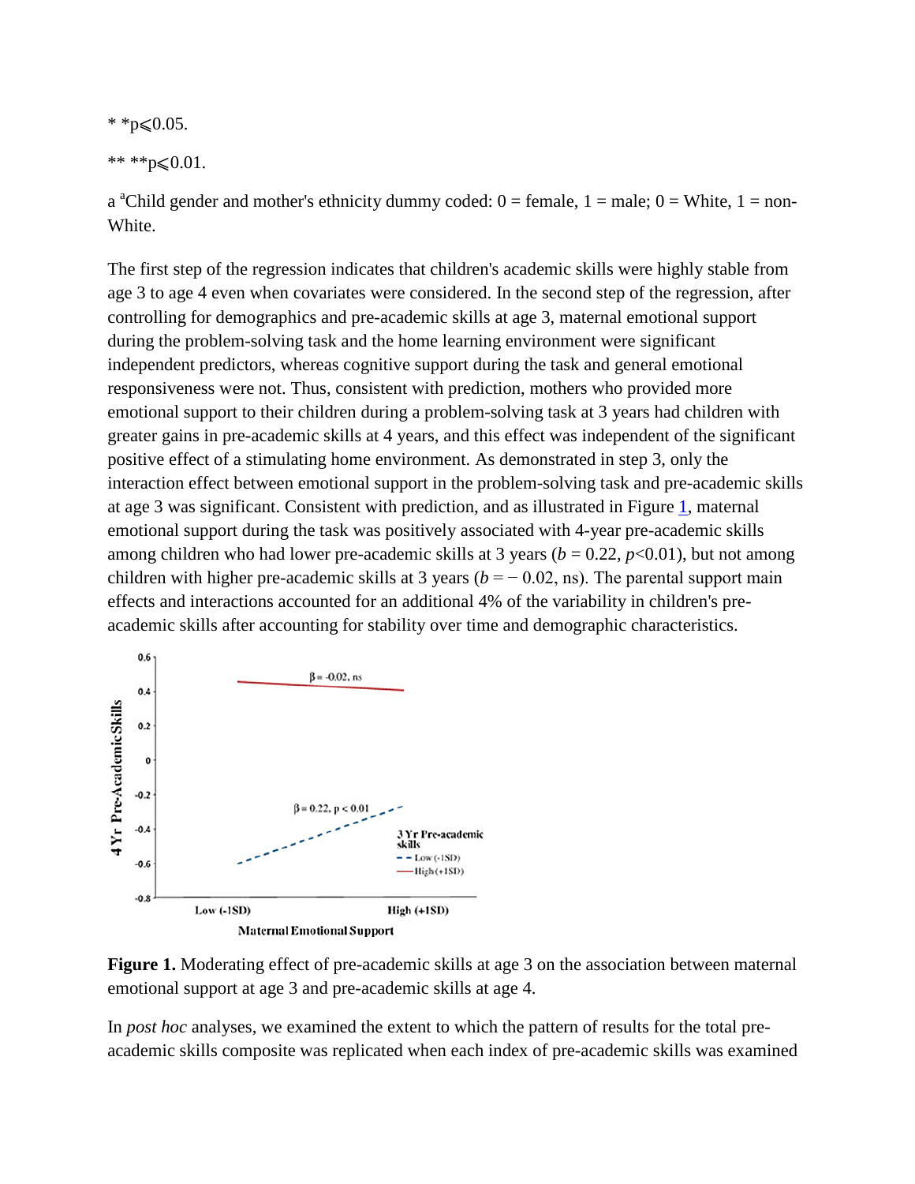* *p⩽0.05.

** **p⩽0.01.

a [a]Child gender and mother's ethnicity dummy coded: 0 = female, 1 = male; 0 = White, 1 = non-White.

The first step of the regression indicates that children's academic skills were highly stable from age 3 to age 4 even when covariates were considered. In the second step of the regression, after controlling for demographics and pre-academic skills at age 3, maternal emotional support during the problem-solving task and the home learning environment were significant independent predictors, whereas cognitive support during the task and general emotional responsiveness were not. Thus, consistent with prediction, mothers who provided more emotional support to their children during a problem-solving task at 3 years had children with greater gains in pre-academic skills at 4 years, and this effect was independent of the significant positive effect of a stimulating home environment. As demonstrated in step 3, only the interaction effect between emotional support in the problem-solving task and pre-academic skills at age 3 was significant. Consistent with prediction, and as illustrated in Figure 1, maternal emotional support during the task was positively associated with 4-year pre-academic skills among children who had lower pre-academic skills at 3 years ($b = 0.22$, $p < 0.01$), but not among children with higher pre-academic skills at 3 years ($b = -0.02$, ns). The parental support main effects and interactions accounted for an additional 4% of the variability in children's pre-academic skills after accounting for stability over time and demographic characteristics.

**Figure 1.** Moderating effect of pre-academic skills at age 3 on the association between maternal emotional support at age 3 and pre-academic skills at age 4.

In *post hoc* analyses, we examined the extent to which the pattern of results for the total pre-academic skills composite was replicated when each index of pre-academic skills was examined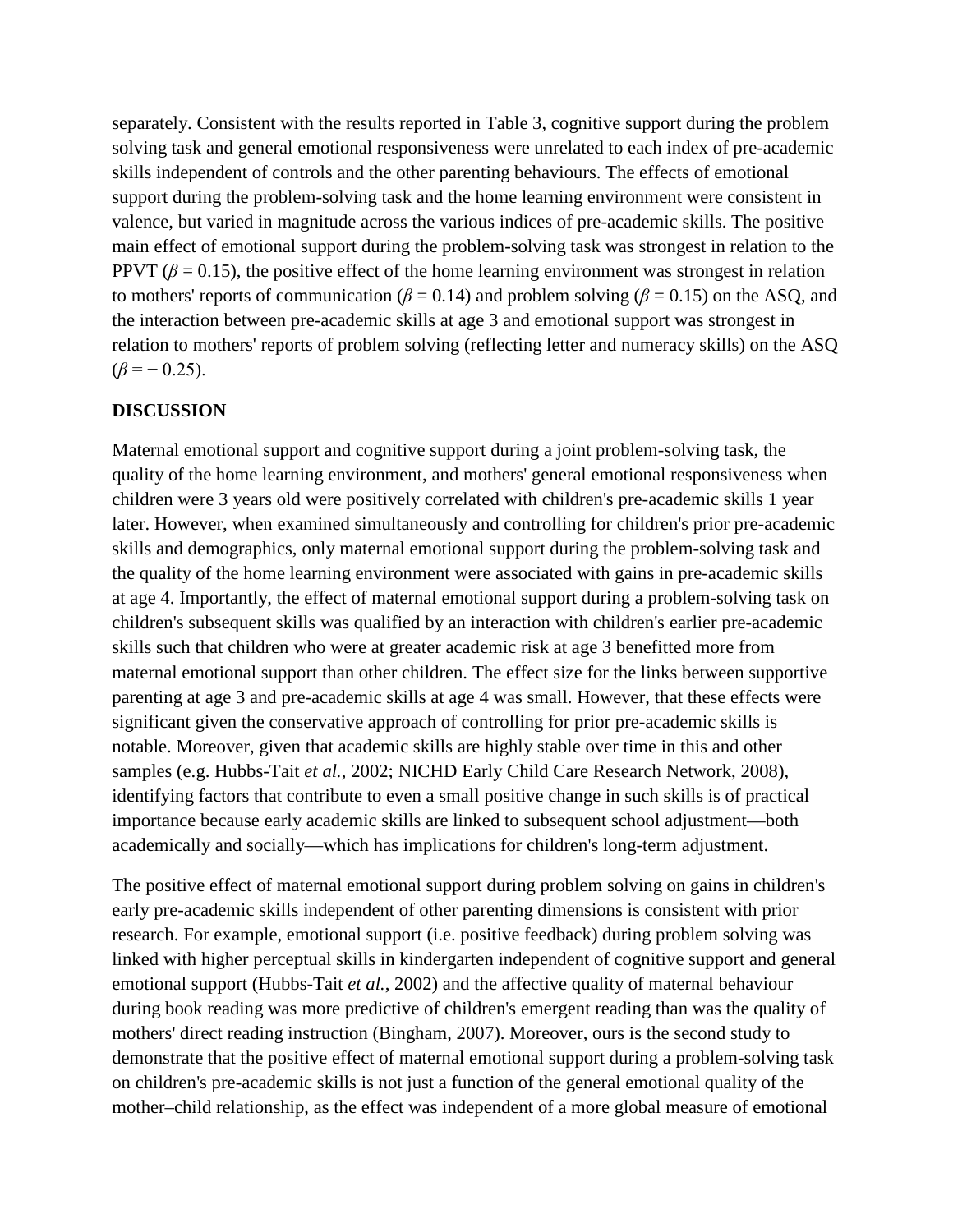separately. Consistent with the results reported in Table 3, cognitive support during the problem solving task and general emotional responsiveness were unrelated to each index of pre-academic skills independent of controls and the other parenting behaviours. The effects of emotional support during the problem-solving task and the home learning environment were consistent in valence, but varied in magnitude across the various indices of pre-academic skills. The positive main effect of emotional support during the problem-solving task was strongest in relation to the PPVT ($\beta = 0.15$), the positive effect of the home learning environment was strongest in relation to mothers' reports of communication ($\beta = 0.14$) and problem solving ($\beta = 0.15$) on the ASQ, and the interaction between pre-academic skills at age 3 and emotional support was strongest in relation to mothers' reports of problem solving (reflecting letter and numeracy skills) on the ASQ ($\beta = -0.25$).

## DISCUSSION

Maternal emotional support and cognitive support during a joint problem-solving task, the quality of the home learning environment, and mothers' general emotional responsiveness when children were 3 years old were positively correlated with children's pre-academic skills 1 year later. However, when examined simultaneously and controlling for children's prior pre-academic skills and demographics, only maternal emotional support during the problem-solving task and the quality of the home learning environment were associated with gains in pre-academic skills at age 4. Importantly, the effect of maternal emotional support during a problem-solving task on children's subsequent skills was qualified by an interaction with children's earlier pre-academic skills such that children who were at greater academic risk at age 3 benefitted more from maternal emotional support than other children. The effect size for the links between supportive parenting at age 3 and pre-academic skills at age 4 was small. However, that these effects were significant given the conservative approach of controlling for prior pre-academic skills is notable. Moreover, given that academic skills are highly stable over time in this and other samples (e.g. Hubbs-Tait *et al.*, 2002; NICHD Early Child Care Research Network, 2008), identifying factors that contribute to even a small positive change in such skills is of practical importance because early academic skills are linked to subsequent school adjustment—both academically and socially—which has implications for children's long-term adjustment.

The positive effect of maternal emotional support during problem solving on gains in children's early pre-academic skills independent of other parenting dimensions is consistent with prior research. For example, emotional support (i.e. positive feedback) during problem solving was linked with higher perceptual skills in kindergarten independent of cognitive support and general emotional support (Hubbs-Tait *et al.*, 2002) and the affective quality of maternal behaviour during book reading was more predictive of children's emergent reading than was the quality of mothers' direct reading instruction (Bingham, 2007). Moreover, ours is the second study to demonstrate that the positive effect of maternal emotional support during a problem-solving task on children's pre-academic skills is not just a function of the general emotional quality of the mother–child relationship, as the effect was independent of a more global measure of emotional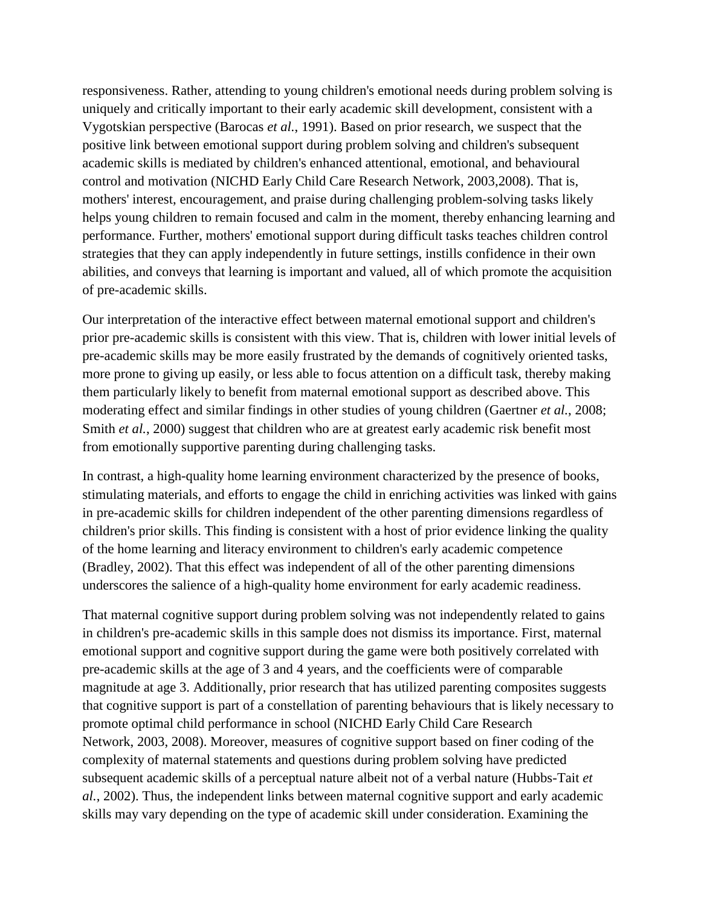responsiveness. Rather, attending to young children's emotional needs during problem solving is uniquely and critically important to their early academic skill development, consistent with a Vygotskian perspective (Barocas *et al.*, 1991). Based on prior research, we suspect that the positive link between emotional support during problem solving and children's subsequent academic skills is mediated by children's enhanced attentional, emotional, and behavioural control and motivation (NICHD Early Child Care Research Network, 2003,2008). That is, mothers' interest, encouragement, and praise during challenging problem-solving tasks likely helps young children to remain focused and calm in the moment, thereby enhancing learning and performance. Further, mothers' emotional support during difficult tasks teaches children control strategies that they can apply independently in future settings, instills confidence in their own abilities, and conveys that learning is important and valued, all of which promote the acquisition of pre-academic skills.

Our interpretation of the interactive effect between maternal emotional support and children's prior pre-academic skills is consistent with this view. That is, children with lower initial levels of pre-academic skills may be more easily frustrated by the demands of cognitively oriented tasks, more prone to giving up easily, or less able to focus attention on a difficult task, thereby making them particularly likely to benefit from maternal emotional support as described above. This moderating effect and similar findings in other studies of young children (Gaertner *et al.*, 2008; Smith *et al.*, 2000) suggest that children who are at greatest early academic risk benefit most from emotionally supportive parenting during challenging tasks.

In contrast, a high-quality home learning environment characterized by the presence of books, stimulating materials, and efforts to engage the child in enriching activities was linked with gains in pre-academic skills for children independent of the other parenting dimensions regardless of children's prior skills. This finding is consistent with a host of prior evidence linking the quality of the home learning and literacy environment to children's early academic competence (Bradley, 2002). That this effect was independent of all of the other parenting dimensions underscores the salience of a high-quality home environment for early academic readiness.

That maternal cognitive support during problem solving was not independently related to gains in children's pre-academic skills in this sample does not dismiss its importance. First, maternal emotional support and cognitive support during the game were both positively correlated with pre-academic skills at the age of 3 and 4 years, and the coefficients were of comparable magnitude at age 3. Additionally, prior research that has utilized parenting composites suggests that cognitive support is part of a constellation of parenting behaviours that is likely necessary to promote optimal child performance in school (NICHD Early Child Care Research Network, 2003, 2008). Moreover, measures of cognitive support based on finer coding of the complexity of maternal statements and questions during problem solving have predicted subsequent academic skills of a perceptual nature albeit not of a verbal nature (Hubbs-Tait *et al.*, 2002). Thus, the independent links between maternal cognitive support and early academic skills may vary depending on the type of academic skill under consideration. Examining the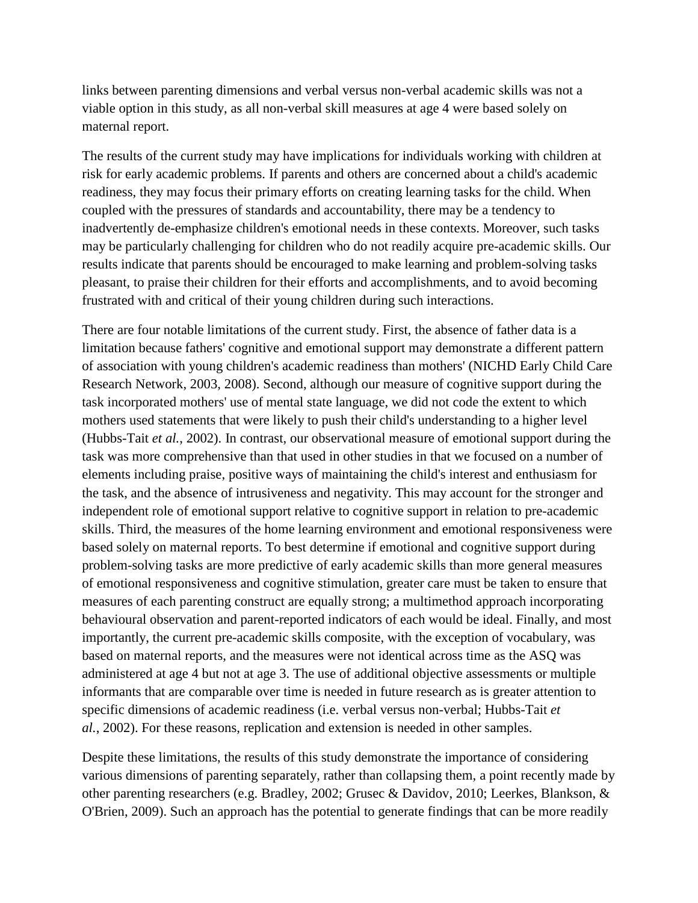links between parenting dimensions and verbal versus non-verbal academic skills was not a viable option in this study, as all non-verbal skill measures at age 4 were based solely on maternal report.

The results of the current study may have implications for individuals working with children at risk for early academic problems. If parents and others are concerned about a child's academic readiness, they may focus their primary efforts on creating learning tasks for the child. When coupled with the pressures of standards and accountability, there may be a tendency to inadvertently de-emphasize children's emotional needs in these contexts. Moreover, such tasks may be particularly challenging for children who do not readily acquire pre-academic skills. Our results indicate that parents should be encouraged to make learning and problem-solving tasks pleasant, to praise their children for their efforts and accomplishments, and to avoid becoming frustrated with and critical of their young children during such interactions.

There are four notable limitations of the current study. First, the absence of father data is a limitation because fathers' cognitive and emotional support may demonstrate a different pattern of association with young children's academic readiness than mothers' (NICHD Early Child Care Research Network, 2003, 2008). Second, although our measure of cognitive support during the task incorporated mothers' use of mental state language, we did not code the extent to which mothers used statements that were likely to push their child's understanding to a higher level (Hubbs-Tait *et al.*, 2002). In contrast, our observational measure of emotional support during the task was more comprehensive than that used in other studies in that we focused on a number of elements including praise, positive ways of maintaining the child's interest and enthusiasm for the task, and the absence of intrusiveness and negativity. This may account for the stronger and independent role of emotional support relative to cognitive support in relation to pre-academic skills. Third, the measures of the home learning environment and emotional responsiveness were based solely on maternal reports. To best determine if emotional and cognitive support during problem-solving tasks are more predictive of early academic skills than more general measures of emotional responsiveness and cognitive stimulation, greater care must be taken to ensure that measures of each parenting construct are equally strong; a multimethod approach incorporating behavioural observation and parent-reported indicators of each would be ideal. Finally, and most importantly, the current pre-academic skills composite, with the exception of vocabulary, was based on maternal reports, and the measures were not identical across time as the ASQ was administered at age 4 but not at age 3. The use of additional objective assessments or multiple informants that are comparable over time is needed in future research as is greater attention to specific dimensions of academic readiness (i.e. verbal versus non-verbal; Hubbs-Tait *et al.*, 2002). For these reasons, replication and extension is needed in other samples.

Despite these limitations, the results of this study demonstrate the importance of considering various dimensions of parenting separately, rather than collapsing them, a point recently made by other parenting researchers (e.g. Bradley, 2002; Grusec & Davidov, 2010; Leerkes, Blankson, & O'Brien, 2009). Such an approach has the potential to generate findings that can be more readily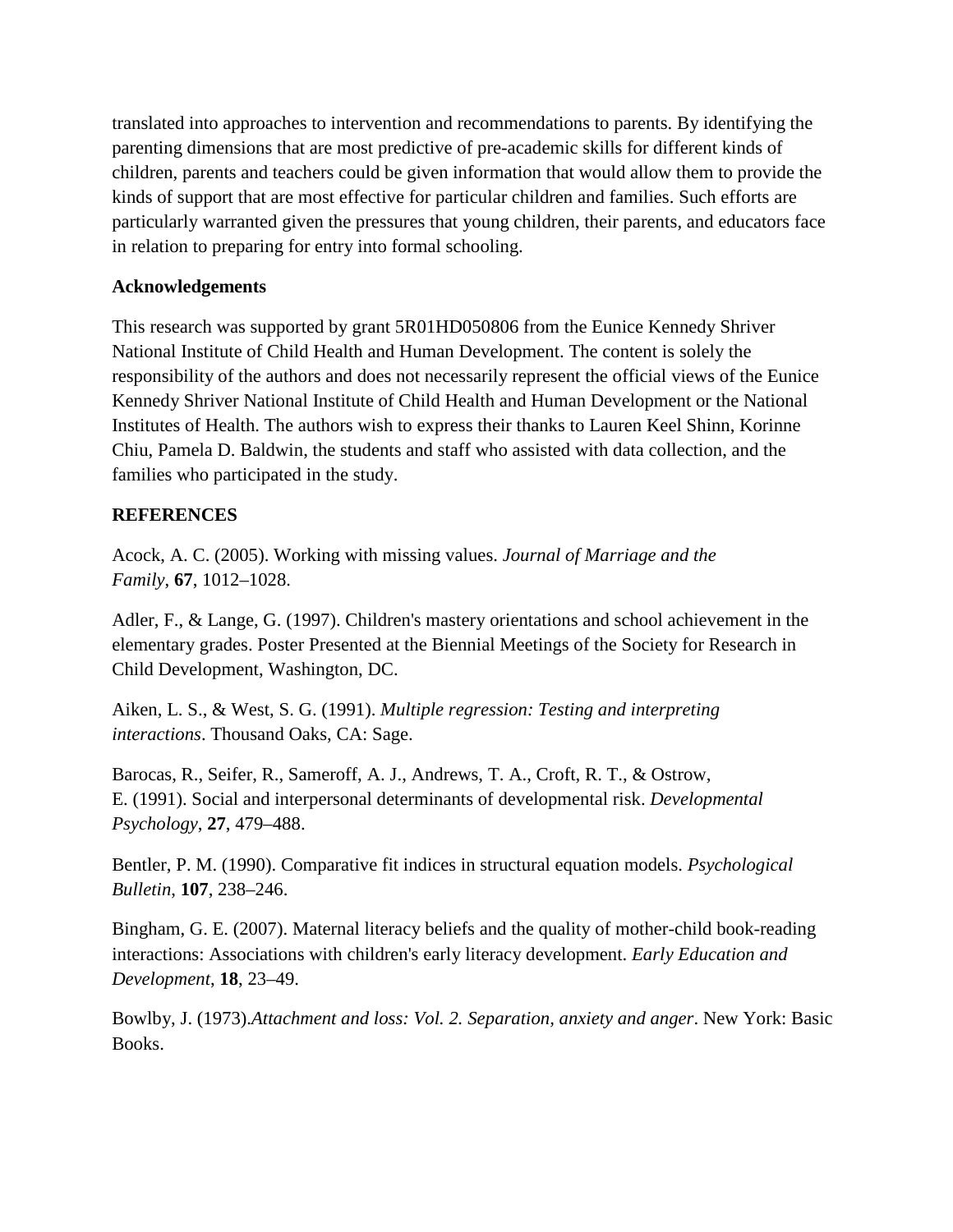translated into approaches to intervention and recommendations to parents. By identifying the parenting dimensions that are most predictive of pre-academic skills for different kinds of children, parents and teachers could be given information that would allow them to provide the kinds of support that are most effective for particular children and families. Such efforts are particularly warranted given the pressures that young children, their parents, and educators face in relation to preparing for entry into formal schooling.

## Acknowledgements

This research was supported by grant 5R01HD050806 from the Eunice Kennedy Shriver National Institute of Child Health and Human Development. The content is solely the responsibility of the authors and does not necessarily represent the official views of the Eunice Kennedy Shriver National Institute of Child Health and Human Development or the National Institutes of Health. The authors wish to express their thanks to Lauren Keel Shinn, Korinne Chiu, Pamela D. Baldwin, the students and staff who assisted with data collection, and the families who participated in the study.

## REFERENCES

Acock, A. C. (2005). Working with missing values. *Journal of Marriage and the Family*, **67**, 1012–1028.

Adler, F., & Lange, G. (1997). Children's mastery orientations and school achievement in the elementary grades. Poster Presented at the Biennial Meetings of the Society for Research in Child Development, Washington, DC.

Aiken, L. S., & West, S. G. (1991). *Multiple regression: Testing and interpreting interactions*. Thousand Oaks, CA: Sage.

Barocas, R., Seifer, R., Sameroff, A. J., Andrews, T. A., Croft, R. T., & Ostrow, E. (1991). Social and interpersonal determinants of developmental risk. *Developmental Psychology*, **27**, 479–488.

Bentler, P. M. (1990). Comparative fit indices in structural equation models. *Psychological Bulletin*, **107**, 238–246.

Bingham, G. E. (2007). Maternal literacy beliefs and the quality of mother-child book-reading interactions: Associations with children's early literacy development. *Early Education and Development*, **18**, 23–49.

Bowlby, J. (1973).*Attachment and loss: Vol. 2. Separation, anxiety and anger*. New York: Basic Books.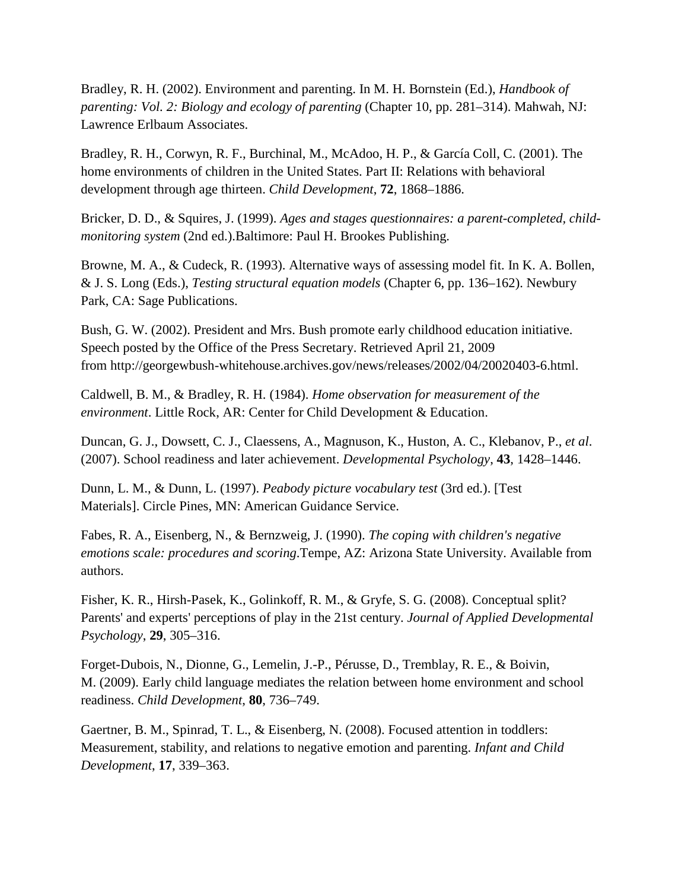Bradley, R. H. (2002). Environment and parenting. In M. H. Bornstein (Ed.), *Handbook of parenting: Vol. 2: Biology and ecology of parenting* (Chapter 10, pp. 281–314). Mahwah, NJ: Lawrence Erlbaum Associates.

Bradley, R. H., Corwyn, R. F., Burchinal, M., McAdoo, H. P., & García Coll, C. (2001). The home environments of children in the United States. Part II: Relations with behavioral development through age thirteen. *Child Development*, **72**, 1868–1886.

Bricker, D. D., & Squires, J. (1999). *Ages and stages questionnaires: a parent-completed, child-monitoring system* (2nd ed.).Baltimore: Paul H. Brookes Publishing.

Browne, M. A., & Cudeck, R. (1993). Alternative ways of assessing model fit. In K. A. Bollen, & J. S. Long (Eds.), *Testing structural equation models* (Chapter 6, pp. 136–162). Newbury Park, CA: Sage Publications.

Bush, G. W. (2002). President and Mrs. Bush promote early childhood education initiative. Speech posted by the Office of the Press Secretary. Retrieved April 21, 2009 from http://georgewbush-whitehouse.archives.gov/news/releases/2002/04/20020403-6.html.

Caldwell, B. M., & Bradley, R. H. (1984). *Home observation for measurement of the environment*. Little Rock, AR: Center for Child Development & Education.

Duncan, G. J., Dowsett, C. J., Claessens, A., Magnuson, K., Huston, A. C., Klebanov, P., *et al*. (2007). School readiness and later achievement. *Developmental Psychology*, **43**, 1428–1446.

Dunn, L. M., & Dunn, L. (1997). *Peabody picture vocabulary test* (3rd ed.). [Test Materials]. Circle Pines, MN: American Guidance Service.

Fabes, R. A., Eisenberg, N., & Bernzweig, J. (1990). *The coping with children's negative emotions scale: procedures and scoring*.Tempe, AZ: Arizona State University. Available from authors.

Fisher, K. R., Hirsh-Pasek, K., Golinkoff, R. M., & Gryfe, S. G. (2008). Conceptual split? Parents' and experts' perceptions of play in the 21st century. *Journal of Applied Developmental Psychology*, **29**, 305–316.

Forget-Dubois, N., Dionne, G., Lemelin, J.-P., Pérusse, D., Tremblay, R. E., & Boivin, M. (2009). Early child language mediates the relation between home environment and school readiness. *Child Development*, **80**, 736–749.

Gaertner, B. M., Spinrad, T. L., & Eisenberg, N. (2008). Focused attention in toddlers: Measurement, stability, and relations to negative emotion and parenting. *Infant and Child Development*, **17**, 339–363.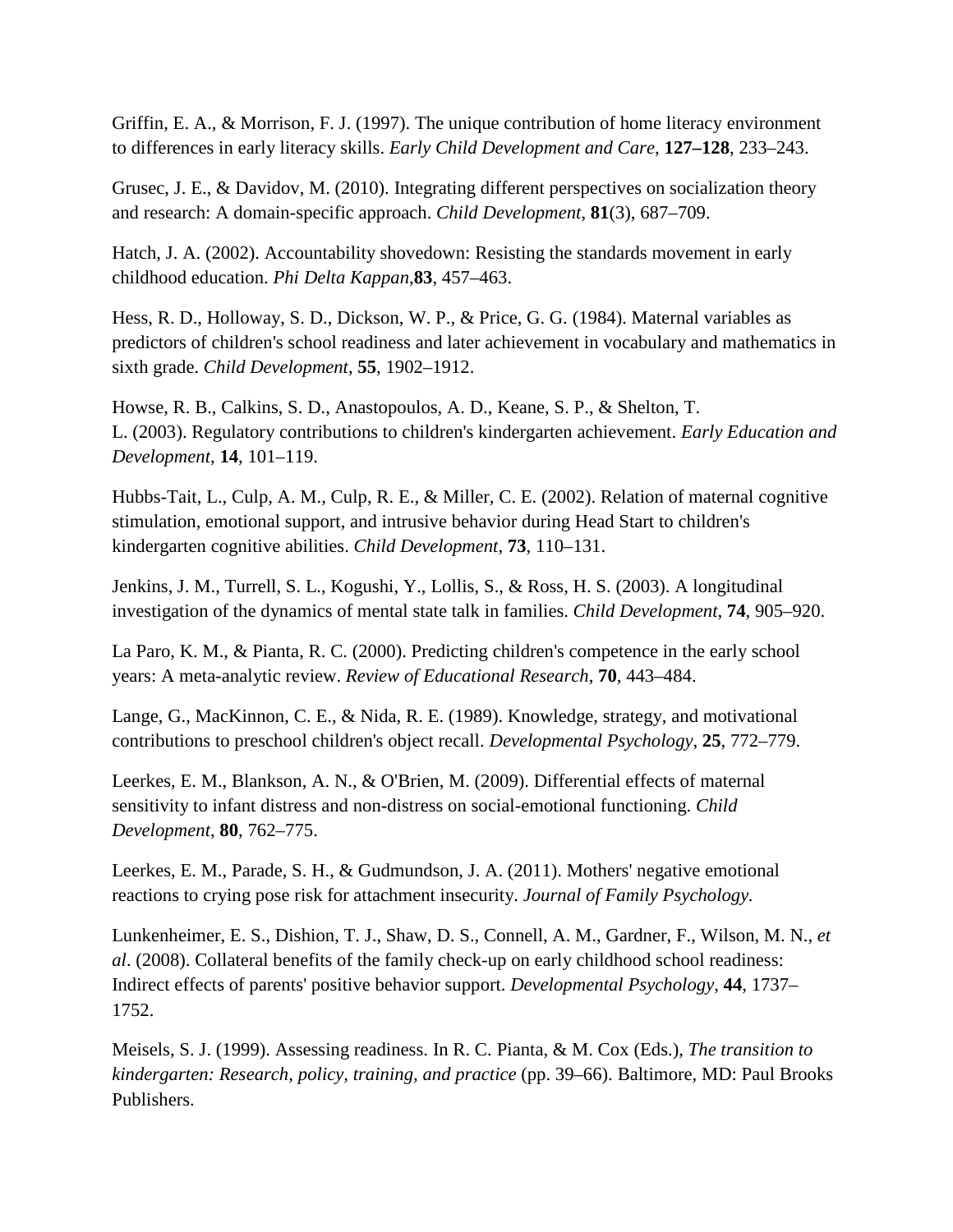Griffin, E. A., & Morrison, F. J. (1997). The unique contribution of home literacy environment to differences in early literacy skills. *Early Child Development and Care*, **127–128**, 233–243.

Grusec, J. E., & Davidov, M. (2010). Integrating different perspectives on socialization theory and research: A domain-specific approach. *Child Development*, **81**(3), 687–709.

Hatch, J. A. (2002). Accountability shovedown: Resisting the standards movement in early childhood education. *Phi Delta Kappan*,**83**, 457–463.

Hess, R. D., Holloway, S. D., Dickson, W. P., & Price, G. G. (1984). Maternal variables as predictors of children's school readiness and later achievement in vocabulary and mathematics in sixth grade. *Child Development*, **55**, 1902–1912.

Howse, R. B., Calkins, S. D., Anastopoulos, A. D., Keane, S. P., & Shelton, T. L. (2003). Regulatory contributions to children's kindergarten achievement. *Early Education and Development*, **14**, 101–119.

Hubbs-Tait, L., Culp, A. M., Culp, R. E., & Miller, C. E. (2002). Relation of maternal cognitive stimulation, emotional support, and intrusive behavior during Head Start to children's kindergarten cognitive abilities. *Child Development*, **73**, 110–131.

Jenkins, J. M., Turrell, S. L., Kogushi, Y., Lollis, S., & Ross, H. S. (2003). A longitudinal investigation of the dynamics of mental state talk in families. *Child Development*, **74**, 905–920.

La Paro, K. M., & Pianta, R. C. (2000). Predicting children's competence in the early school years: A meta-analytic review. *Review of Educational Research*, **70**, 443–484.

Lange, G., MacKinnon, C. E., & Nida, R. E. (1989). Knowledge, strategy, and motivational contributions to preschool children's object recall. *Developmental Psychology*, **25**, 772–779.

Leerkes, E. M., Blankson, A. N., & O'Brien, M. (2009). Differential effects of maternal sensitivity to infant distress and non-distress on social-emotional functioning. *Child Development*, **80**, 762–775.

Leerkes, E. M., Parade, S. H., & Gudmundson, J. A. (2011). Mothers' negative emotional reactions to crying pose risk for attachment insecurity. *Journal of Family Psychology.*

Lunkenheimer, E. S., Dishion, T. J., Shaw, D. S., Connell, A. M., Gardner, F., Wilson, M. N., *et al*. (2008). Collateral benefits of the family check-up on early childhood school readiness: Indirect effects of parents' positive behavior support. *Developmental Psychology*, **44**, 1737–1752.

Meisels, S. J. (1999). Assessing readiness. In R. C. Pianta, & M. Cox (Eds.), *The transition to kindergarten: Research, policy, training, and practice* (pp. 39–66). Baltimore, MD: Paul Brooks Publishers.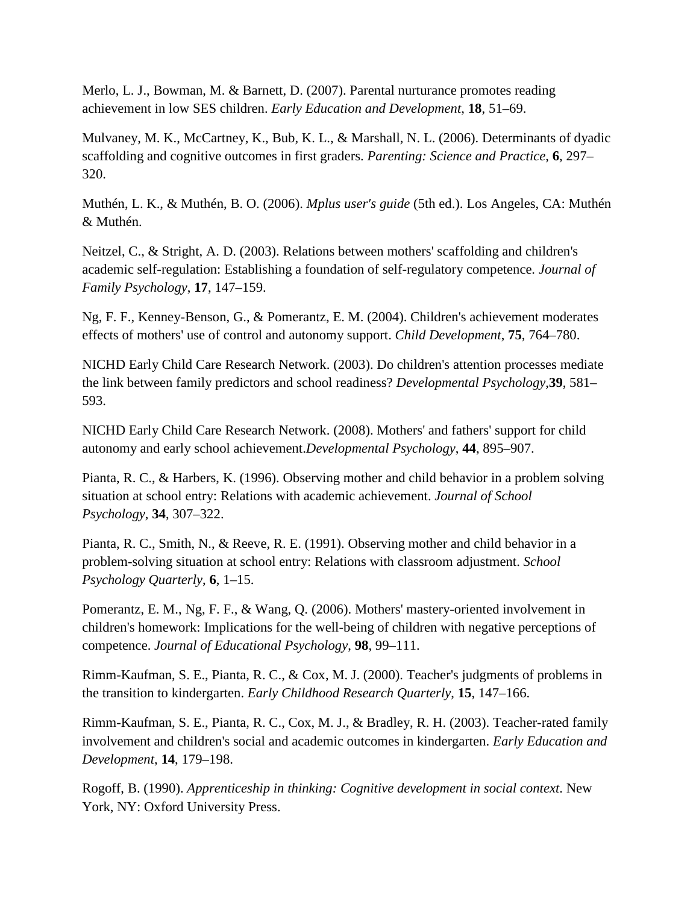Merlo, L. J., Bowman, M. & Barnett, D. (2007). Parental nurturance promotes reading achievement in low SES children. *Early Education and Development*, **18**, 51–69.

Mulvaney, M. K., McCartney, K., Bub, K. L., & Marshall, N. L. (2006). Determinants of dyadic scaffolding and cognitive outcomes in first graders. *Parenting: Science and Practice*, **6**, 297–320.

Muthén, L. K., & Muthén, B. O. (2006). *Mplus user's guide* (5th ed.). Los Angeles, CA: Muthén & Muthén.

Neitzel, C., & Stright, A. D. (2003). Relations between mothers' scaffolding and children's academic self-regulation: Establishing a foundation of self-regulatory competence. *Journal of Family Psychology*, **17**, 147–159.

Ng, F. F., Kenney-Benson, G., & Pomerantz, E. M. (2004). Children's achievement moderates effects of mothers' use of control and autonomy support. *Child Development*, **75**, 764–780.

NICHD Early Child Care Research Network. (2003). Do children's attention processes mediate the link between family predictors and school readiness? *Developmental Psychology*,**39**, 581–593.

NICHD Early Child Care Research Network. (2008). Mothers' and fathers' support for child autonomy and early school achievement.*Developmental Psychology*, **44**, 895–907.

Pianta, R. C., & Harbers, K. (1996). Observing mother and child behavior in a problem solving situation at school entry: Relations with academic achievement. *Journal of School Psychology*, **34**, 307–322.

Pianta, R. C., Smith, N., & Reeve, R. E. (1991). Observing mother and child behavior in a problem-solving situation at school entry: Relations with classroom adjustment. *School Psychology Quarterly*, **6**, 1–15.

Pomerantz, E. M., Ng, F. F., & Wang, Q. (2006). Mothers' mastery-oriented involvement in children's homework: Implications for the well-being of children with negative perceptions of competence. *Journal of Educational Psychology*, **98**, 99–111.

Rimm-Kaufman, S. E., Pianta, R. C., & Cox, M. J. (2000). Teacher's judgments of problems in the transition to kindergarten. *Early Childhood Research Quarterly*, **15**, 147–166.

Rimm-Kaufman, S. E., Pianta, R. C., Cox, M. J., & Bradley, R. H. (2003). Teacher-rated family involvement and children's social and academic outcomes in kindergarten. *Early Education and Development*, **14**, 179–198.

Rogoff, B. (1990). *Apprenticeship in thinking: Cognitive development in social context*. New York, NY: Oxford University Press.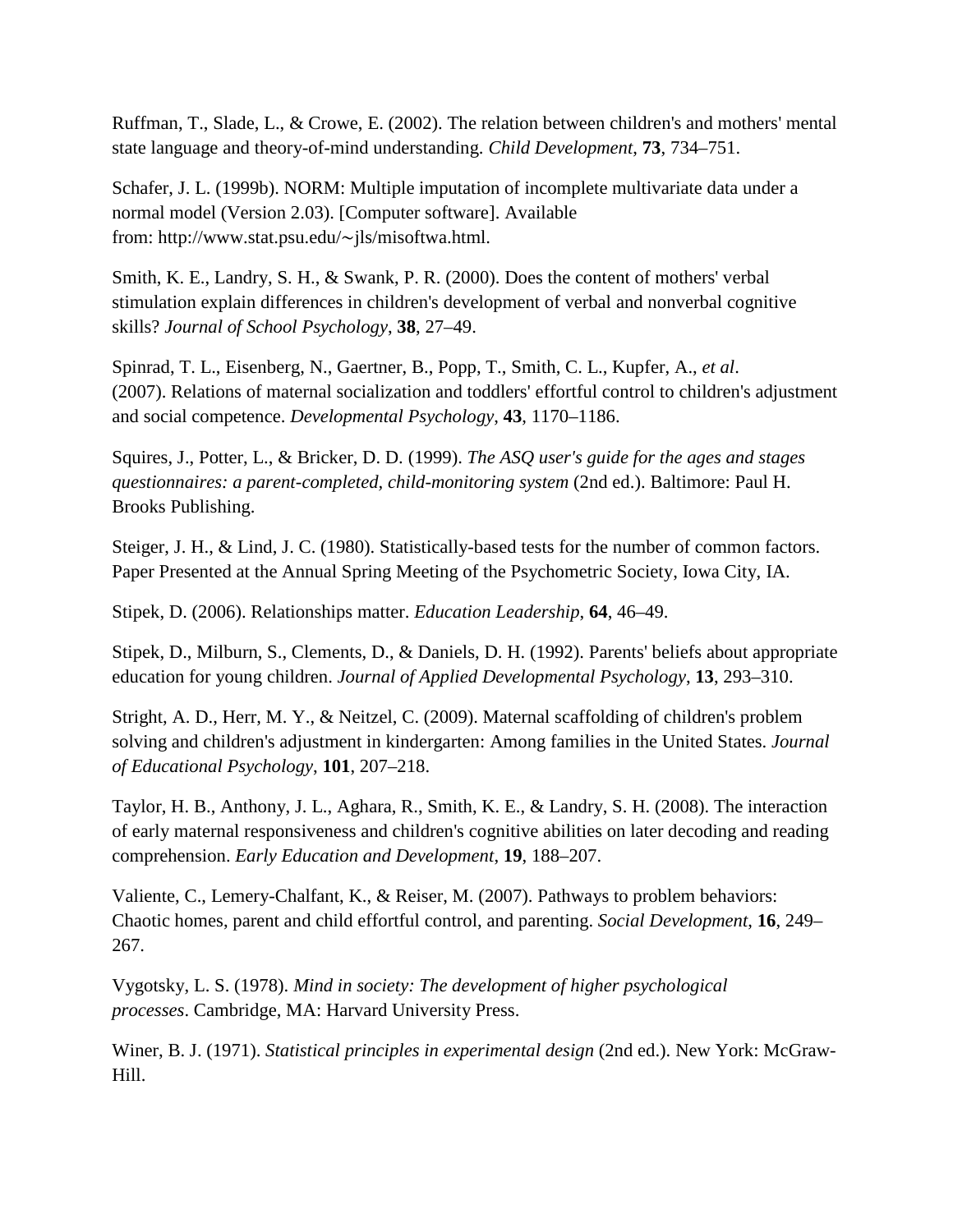Ruffman, T., Slade, L., & Crowe, E. (2002). The relation between children's and mothers' mental state language and theory-of-mind understanding. *Child Development*, **73**, 734–751.

Schafer, J. L. (1999b). NORM: Multiple imputation of incomplete multivariate data under a normal model (Version 2.03). [Computer software]. Available from: http://www.stat.psu.edu/~jls/misoftwa.html.

Smith, K. E., Landry, S. H., & Swank, P. R. (2000). Does the content of mothers' verbal stimulation explain differences in children's development of verbal and nonverbal cognitive skills? *Journal of School Psychology*, **38**, 27–49.

Spinrad, T. L., Eisenberg, N., Gaertner, B., Popp, T., Smith, C. L., Kupfer, A., *et al*. (2007). Relations of maternal socialization and toddlers' effortful control to children's adjustment and social competence. *Developmental Psychology*, **43**, 1170–1186.

Squires, J., Potter, L., & Bricker, D. D. (1999). *The ASQ user's guide for the ages and stages questionnaires: a parent-completed, child-monitoring system* (2nd ed.). Baltimore: Paul H. Brooks Publishing.

Steiger, J. H., & Lind, J. C. (1980). Statistically-based tests for the number of common factors. Paper Presented at the Annual Spring Meeting of the Psychometric Society, Iowa City, IA.

Stipek, D. (2006). Relationships matter. *Education Leadership*, **64**, 46–49.

Stipek, D., Milburn, S., Clements, D., & Daniels, D. H. (1992). Parents' beliefs about appropriate education for young children. *Journal of Applied Developmental Psychology*, **13**, 293–310.

Stright, A. D., Herr, M. Y., & Neitzel, C. (2009). Maternal scaffolding of children's problem solving and children's adjustment in kindergarten: Among families in the United States. *Journal of Educational Psychology*, **101**, 207–218.

Taylor, H. B., Anthony, J. L., Aghara, R., Smith, K. E., & Landry, S. H. (2008). The interaction of early maternal responsiveness and children's cognitive abilities on later decoding and reading comprehension. *Early Education and Development*, **19**, 188–207.

Valiente, C., Lemery-Chalfant, K., & Reiser, M. (2007). Pathways to problem behaviors: Chaotic homes, parent and child effortful control, and parenting. *Social Development*, **16**, 249–267.

Vygotsky, L. S. (1978). *Mind in society: The development of higher psychological processes*. Cambridge, MA: Harvard University Press.

Winer, B. J. (1971). *Statistical principles in experimental design* (2nd ed.). New York: McGraw-Hill.